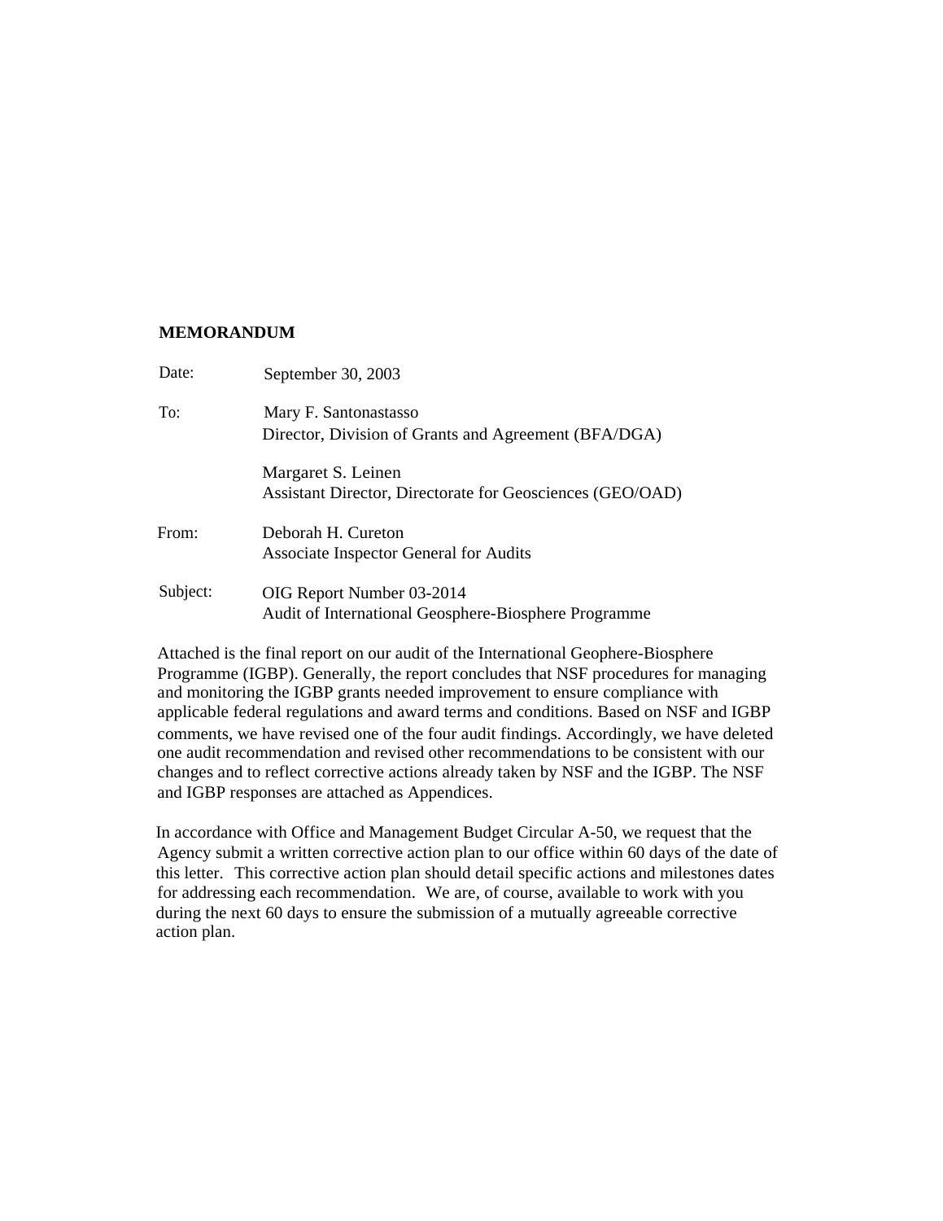**MEMORANDUM**

Date: September 30, 2003

To: Mary F. Santonastasso
Director, Division of Grants and Agreement (BFA/DGA)

Margaret S. Leinen
Assistant Director, Directorate for Geosciences (GEO/OAD)

From: Deborah H. Cureton
Associate Inspector General for Audits

Subject: OIG Report Number 03-2014
Audit of International Geosphere-Biosphere Programme

Attached is the final report on our audit of the International Geophere-Biosphere Programme (IGBP). Generally, the report concludes that NSF procedures for managing and monitoring the IGBP grants needed improvement to ensure compliance with applicable federal regulations and award terms and conditions. Based on NSF and IGBP comments, we have revised one of the four audit findings. Accordingly, we have deleted one audit recommendation and revised other recommendations to be consistent with our changes and to reflect corrective actions already taken by NSF and the IGBP. The NSF and IGBP responses are attached as Appendices.

In accordance with Office and Management Budget Circular A-50, we request that the Agency submit a written corrective action plan to our office within 60 days of the date of this letter. This corrective action plan should detail specific actions and milestones dates for addressing each recommendation. We are, of course, available to work with you during the next 60 days to ensure the submission of a mutually agreeable corrective action plan.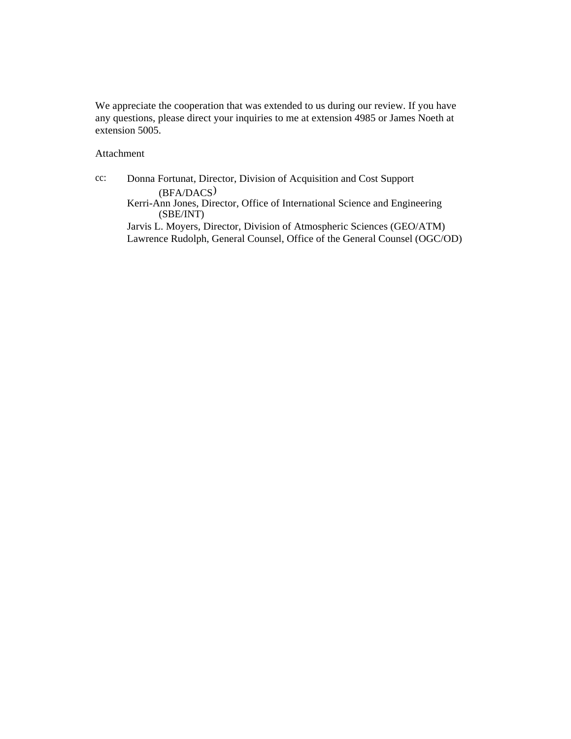We appreciate the cooperation that was extended to us during our review. If you have any questions, please direct your inquiries to me at extension 4985 or James Noeth at extension 5005.

Attachment

cc: Donna Fortunat, Director, Division of Acquisition and Cost Support (BFA/DACS)
Kerri-Ann Jones, Director, Office of International Science and Engineering (SBE/INT)
Jarvis L. Moyers, Director, Division of Atmospheric Sciences (GEO/ATM)
Lawrence Rudolph, General Counsel, Office of the General Counsel (OGC/OD)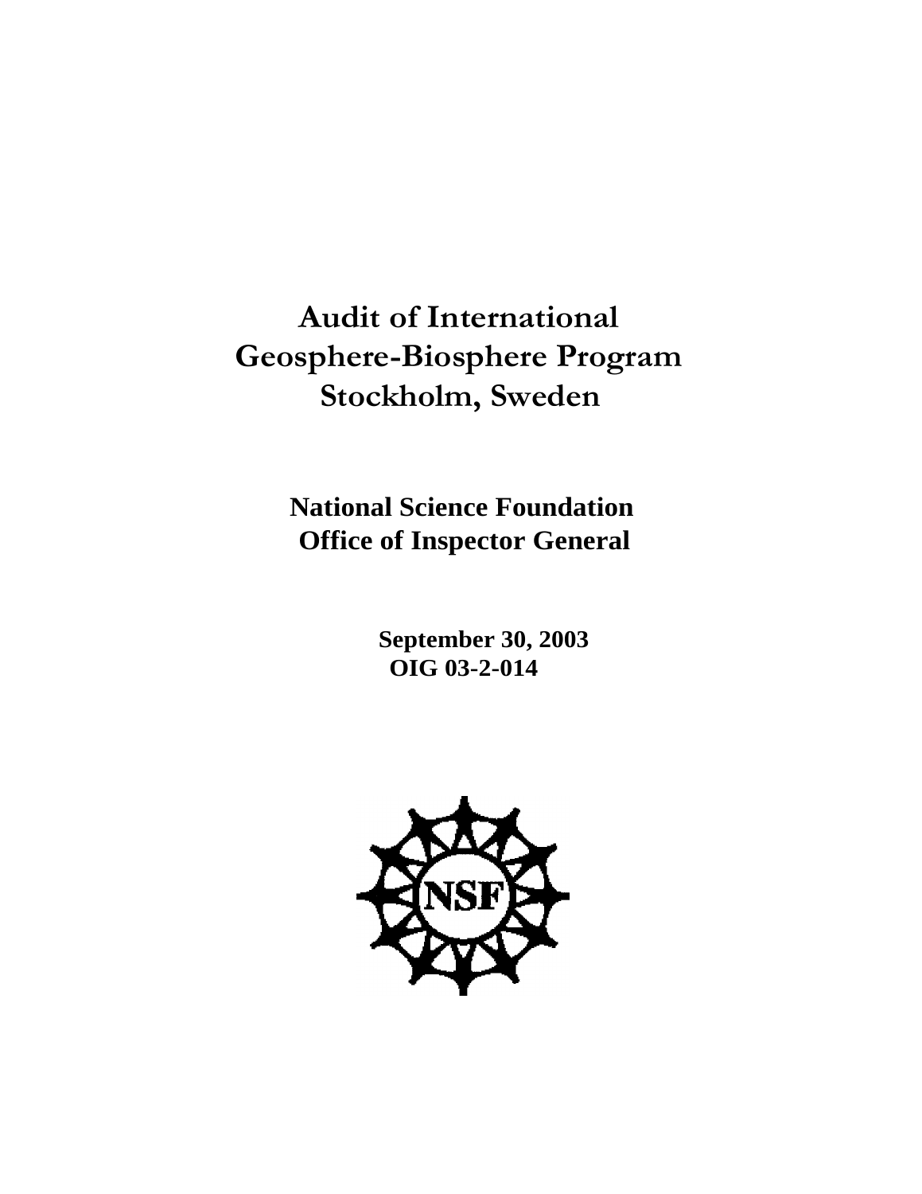# Audit of International Geosphere-Biosphere Program Stockholm, Sweden

**National Science Foundation**
**Office of Inspector General**

**September 30, 2003**
**OIG 03-2-014**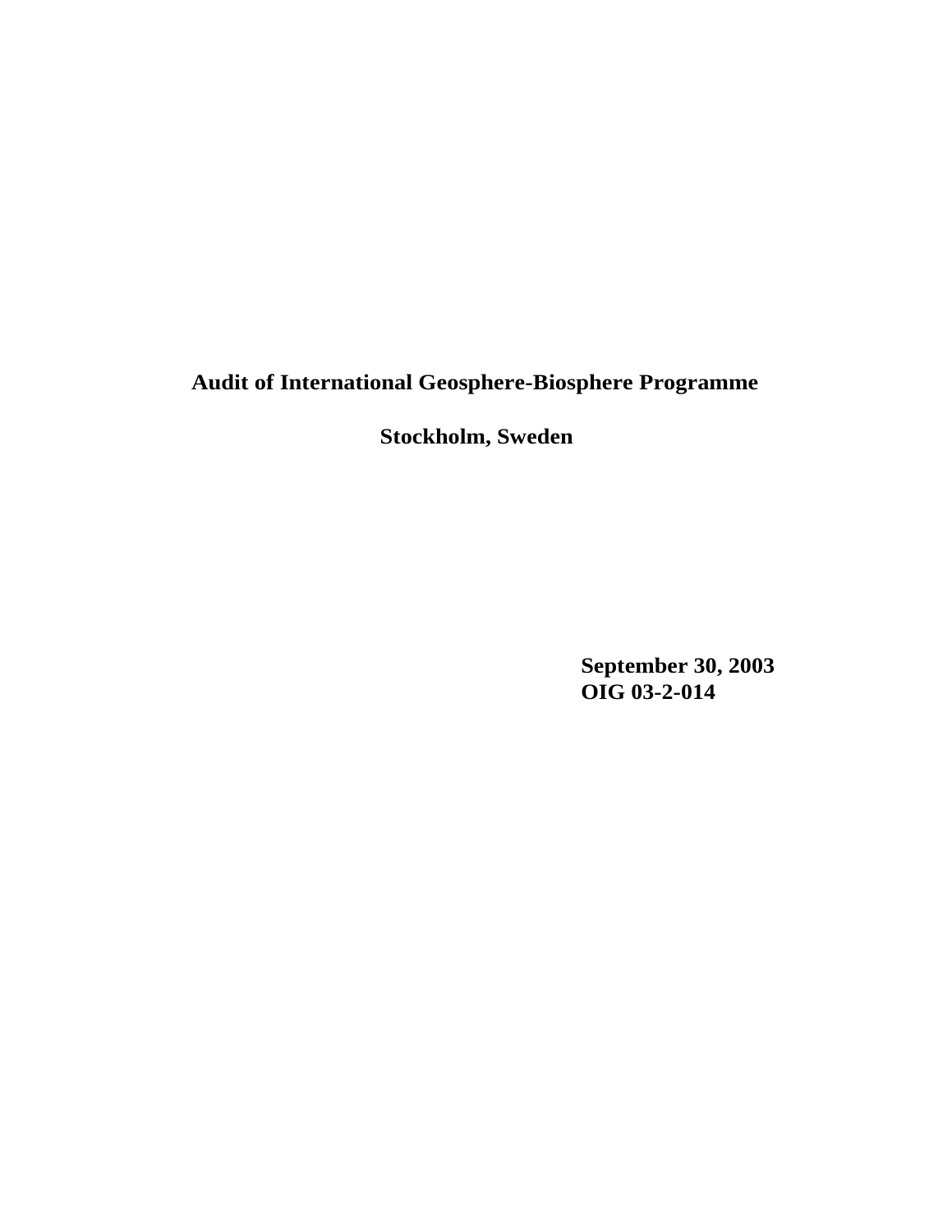# Audit of International Geosphere-Biosphere Programme

## Stockholm, Sweden

**September 30, 2003**
**OIG 03-2-014**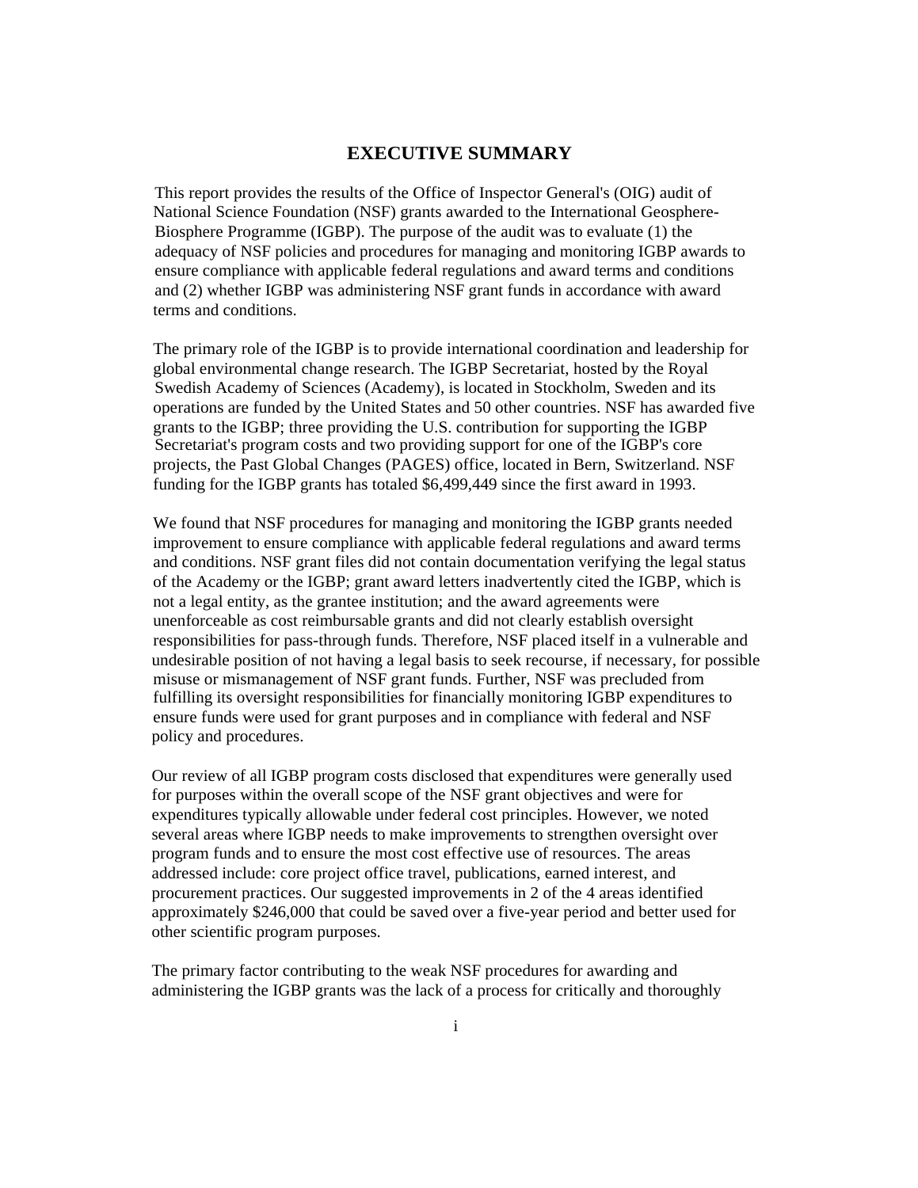# EXECUTIVE SUMMARY

This report provides the results of the Office of Inspector General's (OIG) audit of National Science Foundation (NSF) grants awarded to the International Geosphere-Biosphere Programme (IGBP). The purpose of the audit was to evaluate (1) the adequacy of NSF policies and procedures for managing and monitoring IGBP awards to ensure compliance with applicable federal regulations and award terms and conditions and (2) whether IGBP was administering NSF grant funds in accordance with award terms and conditions.

The primary role of the IGBP is to provide international coordination and leadership for global environmental change research. The IGBP Secretariat, hosted by the Royal Swedish Academy of Sciences (Academy), is located in Stockholm, Sweden and its operations are funded by the United States and 50 other countries. NSF has awarded five grants to the IGBP; three providing the U.S. contribution for supporting the IGBP Secretariat's program costs and two providing support for one of the IGBP's core projects, the Past Global Changes (PAGES) office, located in Bern, Switzerland. NSF funding for the IGBP grants has totaled $6,499,449 since the first award in 1993.

We found that NSF procedures for managing and monitoring the IGBP grants needed improvement to ensure compliance with applicable federal regulations and award terms and conditions. NSF grant files did not contain documentation verifying the legal status of the Academy or the IGBP; grant award letters inadvertently cited the IGBP, which is not a legal entity, as the grantee institution; and the award agreements were unenforceable as cost reimbursable grants and did not clearly establish oversight responsibilities for pass-through funds. Therefore, NSF placed itself in a vulnerable and undesirable position of not having a legal basis to seek recourse, if necessary, for possible misuse or mismanagement of NSF grant funds. Further, NSF was precluded from fulfilling its oversight responsibilities for financially monitoring IGBP expenditures to ensure funds were used for grant purposes and in compliance with federal and NSF policy and procedures.

Our review of all IGBP program costs disclosed that expenditures were generally used for purposes within the overall scope of the NSF grant objectives and were for expenditures typically allowable under federal cost principles. However, we noted several areas where IGBP needs to make improvements to strengthen oversight over program funds and to ensure the most cost effective use of resources. The areas addressed include: core project office travel, publications, earned interest, and procurement practices. Our suggested improvements in 2 of the 4 areas identified approximately $246,000 that could be saved over a five-year period and better used for other scientific program purposes.

The primary factor contributing to the weak NSF procedures for awarding and administering the IGBP grants was the lack of a process for critically and thoroughly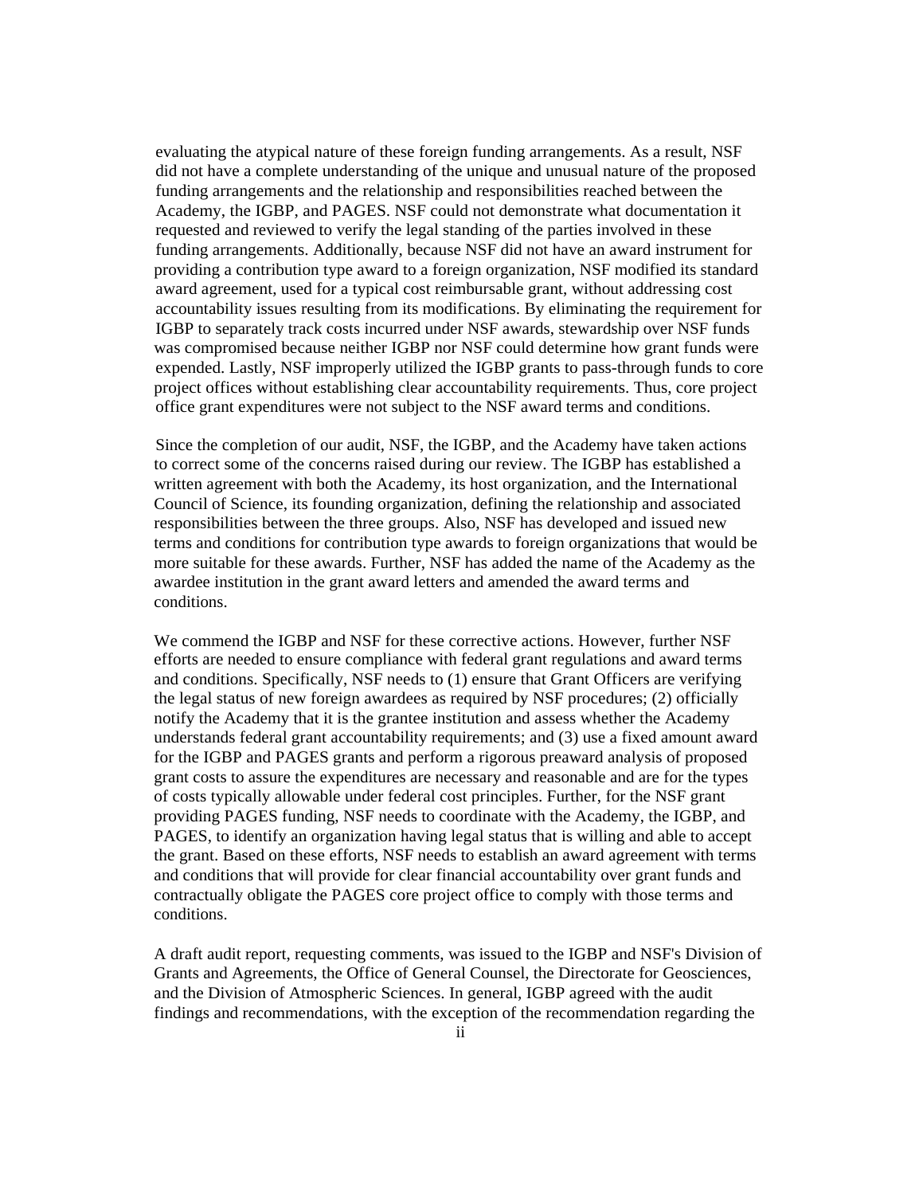evaluating the atypical nature of these foreign funding arrangements. As a result, NSF did not have a complete understanding of the unique and unusual nature of the proposed funding arrangements and the relationship and responsibilities reached between the Academy, the IGBP, and PAGES. NSF could not demonstrate what documentation it requested and reviewed to verify the legal standing of the parties involved in these funding arrangements. Additionally, because NSF did not have an award instrument for providing a contribution type award to a foreign organization, NSF modified its standard award agreement, used for a typical cost reimbursable grant, without addressing cost accountability issues resulting from its modifications. By eliminating the requirement for IGBP to separately track costs incurred under NSF awards, stewardship over NSF funds was compromised because neither IGBP nor NSF could determine how grant funds were expended. Lastly, NSF improperly utilized the IGBP grants to pass-through funds to core project offices without establishing clear accountability requirements. Thus, core project office grant expenditures were not subject to the NSF award terms and conditions.

Since the completion of our audit, NSF, the IGBP, and the Academy have taken actions to correct some of the concerns raised during our review. The IGBP has established a written agreement with both the Academy, its host organization, and the International Council of Science, its founding organization, defining the relationship and associated responsibilities between the three groups. Also, NSF has developed and issued new terms and conditions for contribution type awards to foreign organizations that would be more suitable for these awards. Further, NSF has added the name of the Academy as the awardee institution in the grant award letters and amended the award terms and conditions.

We commend the IGBP and NSF for these corrective actions. However, further NSF efforts are needed to ensure compliance with federal grant regulations and award terms and conditions. Specifically, NSF needs to (1) ensure that Grant Officers are verifying the legal status of new foreign awardees as required by NSF procedures; (2) officially notify the Academy that it is the grantee institution and assess whether the Academy understands federal grant accountability requirements; and (3) use a fixed amount award for the IGBP and PAGES grants and perform a rigorous preaward analysis of proposed grant costs to assure the expenditures are necessary and reasonable and are for the types of costs typically allowable under federal cost principles. Further, for the NSF grant providing PAGES funding, NSF needs to coordinate with the Academy, the IGBP, and PAGES, to identify an organization having legal status that is willing and able to accept the grant. Based on these efforts, NSF needs to establish an award agreement with terms and conditions that will provide for clear financial accountability over grant funds and contractually obligate the PAGES core project office to comply with those terms and conditions.

A draft audit report, requesting comments, was issued to the IGBP and NSF's Division of Grants and Agreements, the Office of General Counsel, the Directorate for Geosciences, and the Division of Atmospheric Sciences. In general, IGBP agreed with the audit findings and recommendations, with the exception of the recommendation regarding the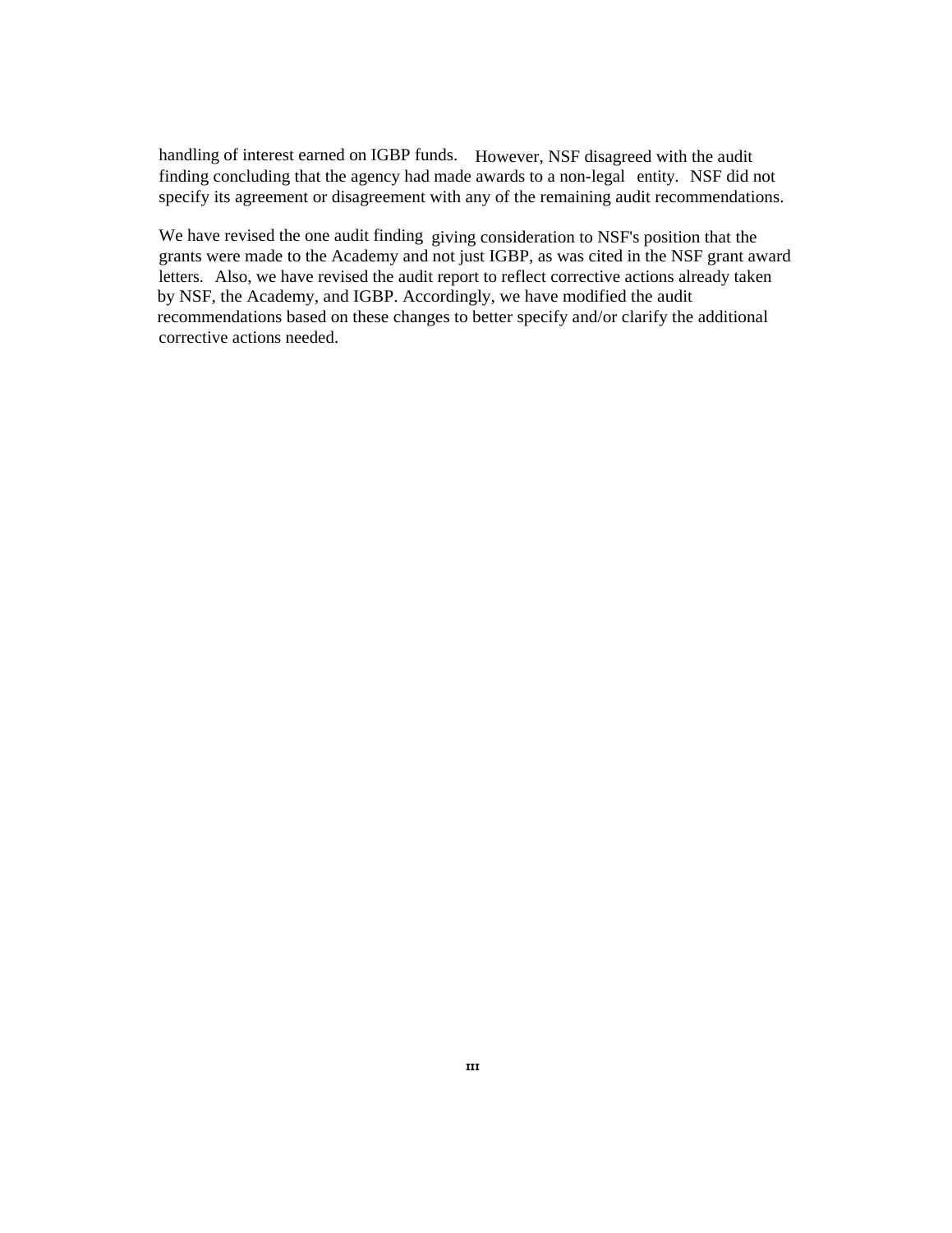handling of interest earned on IGBP funds. However, NSF disagreed with the audit finding concluding that the agency had made awards to a non-legal entity. NSF did not specify its agreement or disagreement with any of the remaining audit recommendations.

We have revised the one audit finding giving consideration to NSF's position that the grants were made to the Academy and not just IGBP, as was cited in the NSF grant award letters. Also, we have revised the audit report to reflect corrective actions already taken by NSF, the Academy, and IGBP. Accordingly, we have modified the audit recommendations based on these changes to better specify and/or clarify the additional corrective actions needed.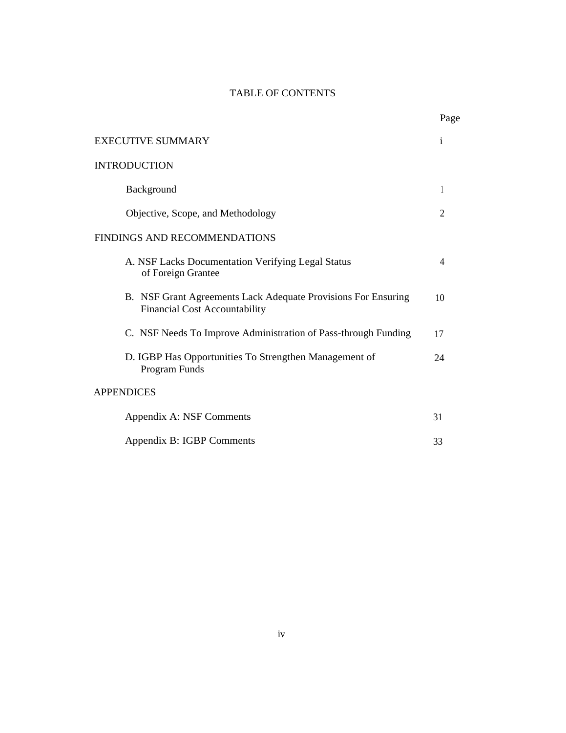# TABLE OF CONTENTS

| | Page |
|---|---|
| EXECUTIVE SUMMARY | i |
| INTRODUCTION | |
| Background | 1 |
| Objective, Scope, and Methodology | 2 |
| FINDINGS AND RECOMMENDATIONS | |
| A. NSF Lacks Documentation Verifying Legal Status of Foreign Grantee | 4 |
| B. NSF Grant Agreements Lack Adequate Provisions For Ensuring Financial Cost Accountability | 10 |
| C. NSF Needs To Improve Administration of Pass-through Funding | 17 |
| D. IGBP Has Opportunities To Strengthen Management of Program Funds | 24 |
| APPENDICES | |
| Appendix A: NSF Comments | 31 |
| Appendix B: IGBP Comments | 33 |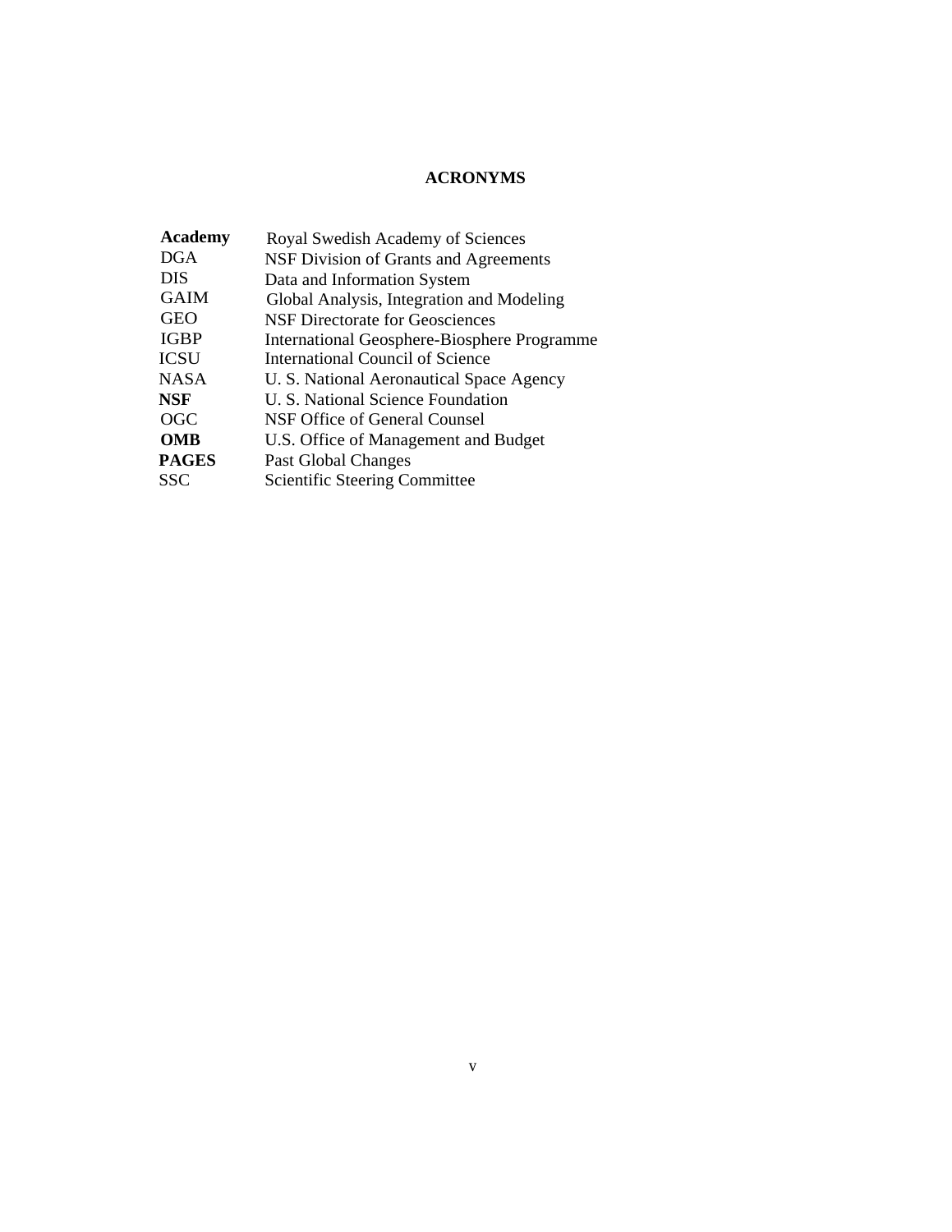# ACRONYMS

| | |
|---|---|
| **Academy** | Royal Swedish Academy of Sciences |
| DGA | NSF Division of Grants and Agreements |
| DIS | Data and Information System |
| GAIM | Global Analysis, Integration and Modeling |
| GEO | NSF Directorate for Geosciences |
| IGBP | International Geosphere-Biosphere Programme |
| ICSU | International Council of Science |
| NASA | U. S. National Aeronautical Space Agency |
| **NSF** | U. S. National Science Foundation |
| OGC | NSF Office of General Counsel |
| **OMB** | U.S. Office of Management and Budget |
| **PAGES** | Past Global Changes |
| SSC | Scientific Steering Committee |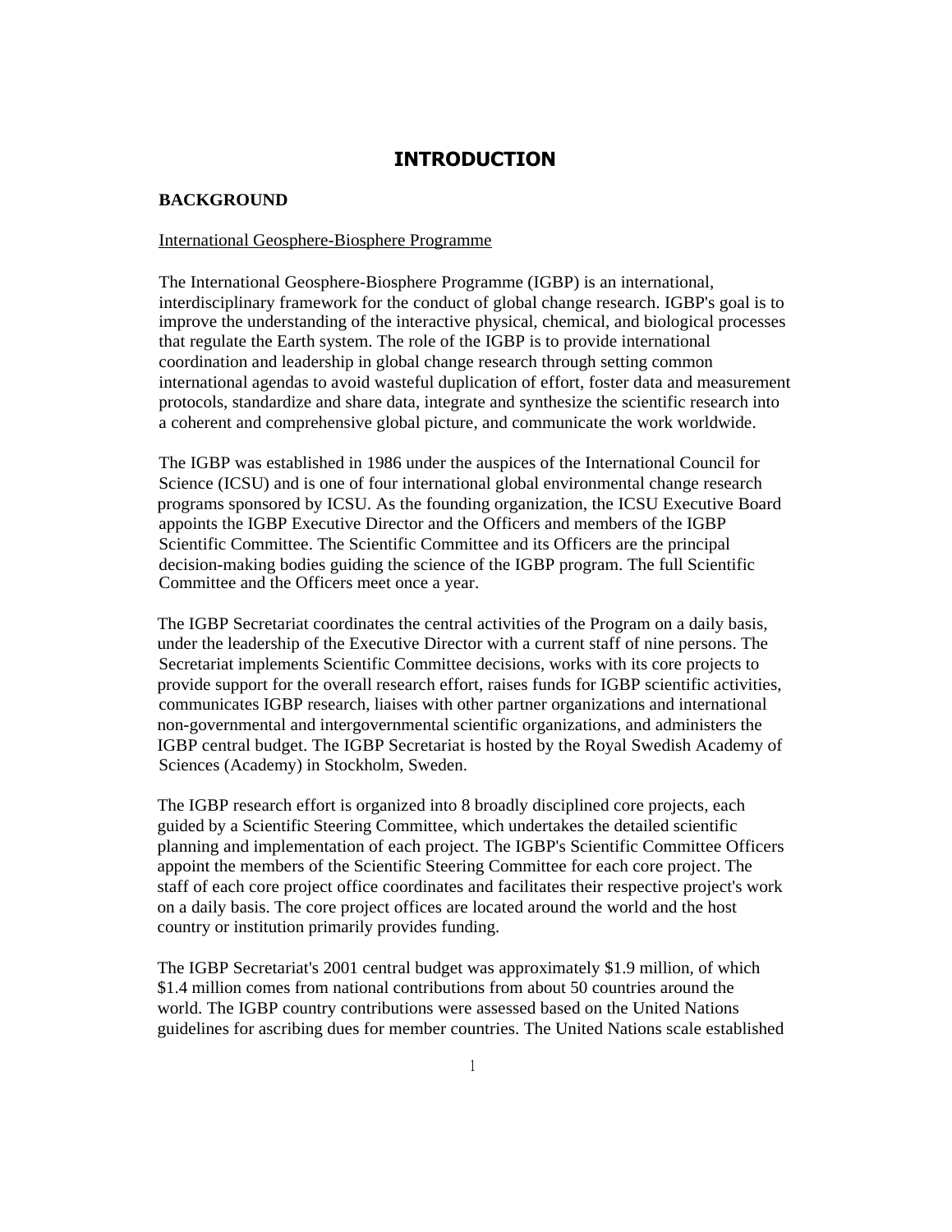# INTRODUCTION

## BACKGROUND

International Geosphere-Biosphere Programme

The International Geosphere-Biosphere Programme (IGBP) is an international, interdisciplinary framework for the conduct of global change research. IGBP's goal is to improve the understanding of the interactive physical, chemical, and biological processes that regulate the Earth system. The role of the IGBP is to provide international coordination and leadership in global change research through setting common international agendas to avoid wasteful duplication of effort, foster data and measurement protocols, standardize and share data, integrate and synthesize the scientific research into a coherent and comprehensive global picture, and communicate the work worldwide.

The IGBP was established in 1986 under the auspices of the International Council for Science (ICSU) and is one of four international global environmental change research programs sponsored by ICSU. As the founding organization, the ICSU Executive Board appoints the IGBP Executive Director and the Officers and members of the IGBP Scientific Committee. The Scientific Committee and its Officers are the principal decision-making bodies guiding the science of the IGBP program. The full Scientific Committee and the Officers meet once a year.

The IGBP Secretariat coordinates the central activities of the Program on a daily basis, under the leadership of the Executive Director with a current staff of nine persons. The Secretariat implements Scientific Committee decisions, works with its core projects to provide support for the overall research effort, raises funds for IGBP scientific activities, communicates IGBP research, liaises with other partner organizations and international non-governmental and intergovernmental scientific organizations, and administers the IGBP central budget. The IGBP Secretariat is hosted by the Royal Swedish Academy of Sciences (Academy) in Stockholm, Sweden.

The IGBP research effort is organized into 8 broadly disciplined core projects, each guided by a Scientific Steering Committee, which undertakes the detailed scientific planning and implementation of each project. The IGBP's Scientific Committee Officers appoint the members of the Scientific Steering Committee for each core project. The staff of each core project office coordinates and facilitates their respective project's work on a daily basis. The core project offices are located around the world and the host country or institution primarily provides funding.

The IGBP Secretariat's 2001 central budget was approximately $1.9 million, of which $1.4 million comes from national contributions from about 50 countries around the world. The IGBP country contributions were assessed based on the United Nations guidelines for ascribing dues for member countries. The United Nations scale established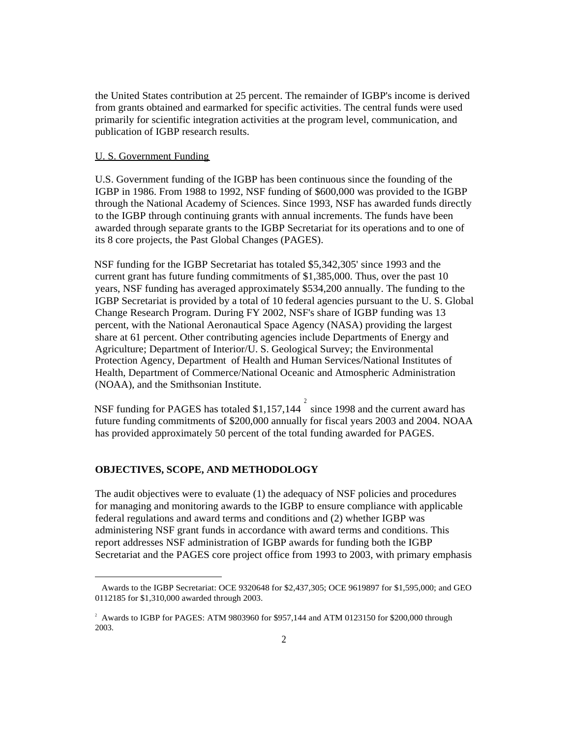the United States contribution at 25 percent. The remainder of IGBP's income is derived from grants obtained and earmarked for specific activities. The central funds were used primarily for scientific integration activities at the program level, communication, and publication of IGBP research results.

U. S. Government Funding

U.S. Government funding of the IGBP has been continuous since the founding of the IGBP in 1986. From 1988 to 1992, NSF funding of $600,000 was provided to the IGBP through the National Academy of Sciences. Since 1993, NSF has awarded funds directly to the IGBP through continuing grants with annual increments. The funds have been awarded through separate grants to the IGBP Secretariat for its operations and to one of its 8 core projects, the Past Global Changes (PAGES).

NSF funding for the IGBP Secretariat has totaled $5,342,305' since 1993 and the current grant has future funding commitments of $1,385,000. Thus, over the past 10 years, NSF funding has averaged approximately $534,200 annually. The funding to the IGBP Secretariat is provided by a total of 10 federal agencies pursuant to the U. S. Global Change Research Program. During FY 2002, NSF's share of IGBP funding was 13 percent, with the National Aeronautical Space Agency (NASA) providing the largest share at 61 percent. Other contributing agencies include Departments of Energy and Agriculture; Department of Interior/U. S. Geological Survey; the Environmental Protection Agency, Department of Health and Human Services/National Institutes of Health, Department of Commerce/National Oceanic and Atmospheric Administration (NOAA), and the Smithsonian Institute.

NSF funding for PAGES has totaled $1,157,144 [2] since 1998 and the current award has future funding commitments of $200,000 annually for fiscal years 2003 and 2004. NOAA has provided approximately 50 percent of the total funding awarded for PAGES.

## OBJECTIVES, SCOPE, AND METHODOLOGY

The audit objectives were to evaluate (1) the adequacy of NSF policies and procedures for managing and monitoring awards to the IGBP to ensure compliance with applicable federal regulations and award terms and conditions and (2) whether IGBP was administering NSF grant funds in accordance with award terms and conditions. This report addresses NSF administration of IGBP awards for funding both the IGBP Secretariat and the PAGES core project office from 1993 to 2003, with primary emphasis

---

Awards to the IGBP Secretariat: OCE 9320648 for $2,437,305; OCE 9619897 for $1,595,000; and GEO 0112185 for $1,310,000 awarded through 2003.

[2] Awards to IGBP for PAGES: ATM 9803960 for $957,144 and ATM 0123150 for $200,000 through 2003.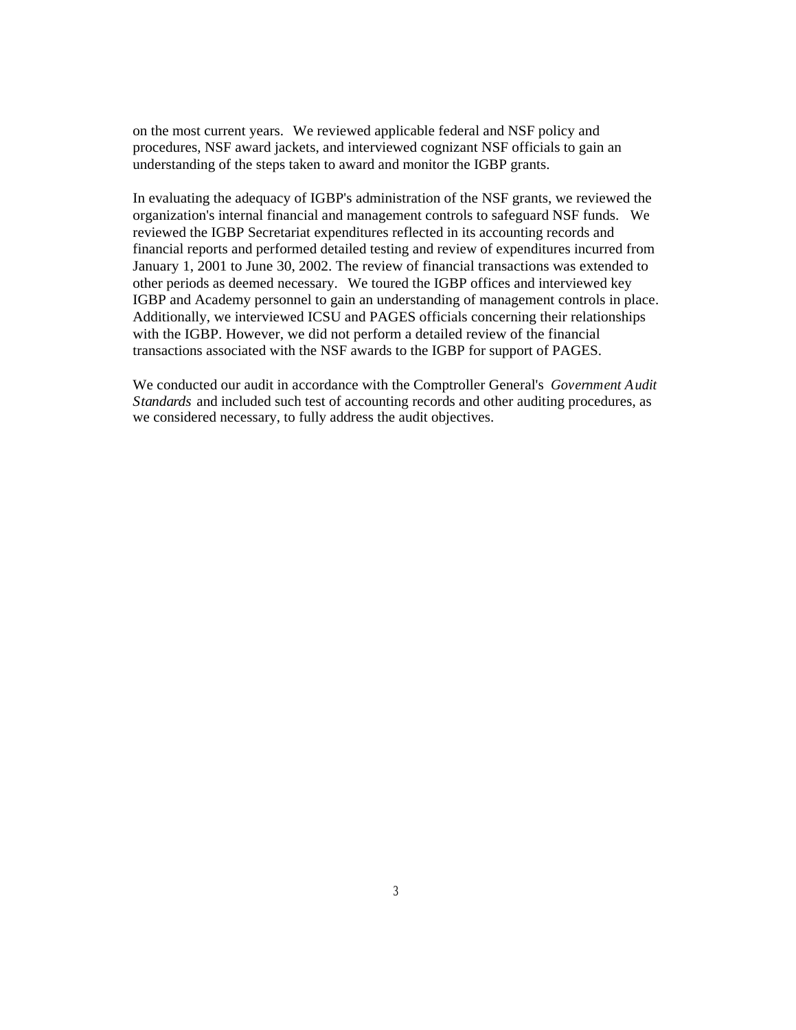on the most current years. We reviewed applicable federal and NSF policy and procedures, NSF award jackets, and interviewed cognizant NSF officials to gain an understanding of the steps taken to award and monitor the IGBP grants.

In evaluating the adequacy of IGBP's administration of the NSF grants, we reviewed the organization's internal financial and management controls to safeguard NSF funds. We reviewed the IGBP Secretariat expenditures reflected in its accounting records and financial reports and performed detailed testing and review of expenditures incurred from January 1, 2001 to June 30, 2002. The review of financial transactions was extended to other periods as deemed necessary. We toured the IGBP offices and interviewed key IGBP and Academy personnel to gain an understanding of management controls in place. Additionally, we interviewed ICSU and PAGES officials concerning their relationships with the IGBP. However, we did not perform a detailed review of the financial transactions associated with the NSF awards to the IGBP for support of PAGES.

We conducted our audit in accordance with the Comptroller General's *Government Audit Standards* and included such test of accounting records and other auditing procedures, as we considered necessary, to fully address the audit objectives.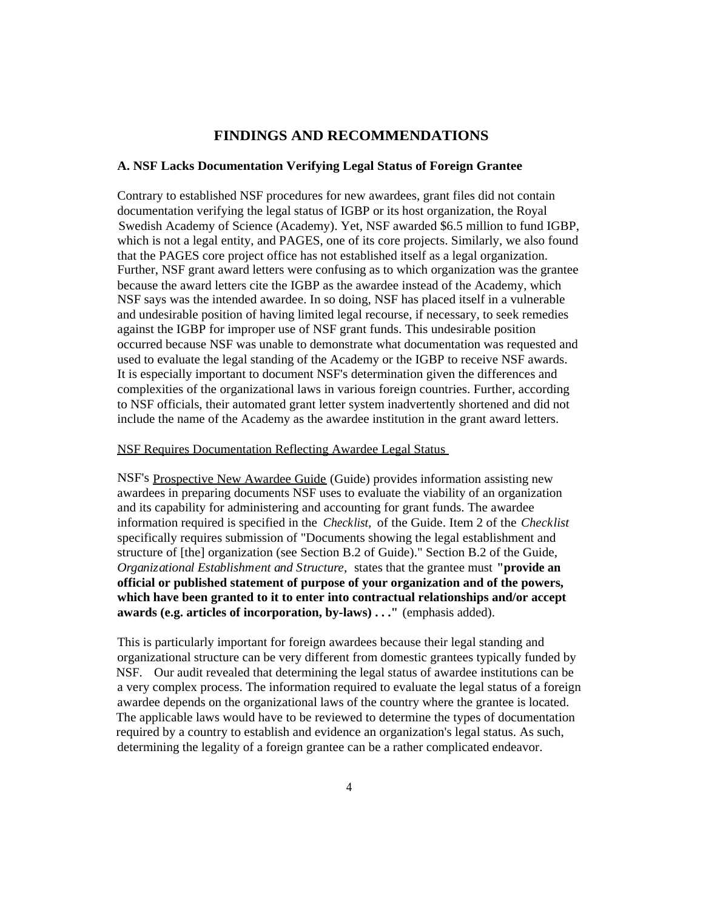## FINDINGS AND RECOMMENDATIONS

### A. NSF Lacks Documentation Verifying Legal Status of Foreign Grantee

Contrary to established NSF procedures for new awardees, grant files did not contain documentation verifying the legal status of IGBP or its host organization, the Royal Swedish Academy of Science (Academy). Yet, NSF awarded $6.5 million to fund IGBP, which is not a legal entity, and PAGES, one of its core projects. Similarly, we also found that the PAGES core project office has not established itself as a legal organization. Further, NSF grant award letters were confusing as to which organization was the grantee because the award letters cite the IGBP as the awardee instead of the Academy, which NSF says was the intended awardee. In so doing, NSF has placed itself in a vulnerable and undesirable position of having limited legal recourse, if necessary, to seek remedies against the IGBP for improper use of NSF grant funds. This undesirable position occurred because NSF was unable to demonstrate what documentation was requested and used to evaluate the legal standing of the Academy or the IGBP to receive NSF awards. It is especially important to document NSF's determination given the differences and complexities of the organizational laws in various foreign countries. Further, according to NSF officials, their automated grant letter system inadvertently shortened and did not include the name of the Academy as the awardee institution in the grant award letters.

NSF Requires Documentation Reflecting Awardee Legal Status

NSF's Prospective New Awardee Guide (Guide) provides information assisting new awardees in preparing documents NSF uses to evaluate the viability of an organization and its capability for administering and accounting for grant funds. The awardee information required is specified in the *Checklist,* of the Guide. Item 2 of the *Checklist* specifically requires submission of "Documents showing the legal establishment and structure of [the] organization (see Section B.2 of Guide)." Section B.2 of the Guide, *Organizational Establishment and Structure,* states that the grantee must **"provide an official or published statement of purpose of your organization and of the powers, which have been granted to it to enter into contractual relationships and/or accept awards (e.g. articles of incorporation, by-laws) . . ."** (emphasis added).

This is particularly important for foreign awardees because their legal standing and organizational structure can be very different from domestic grantees typically funded by NSF. Our audit revealed that determining the legal status of awardee institutions can be a very complex process. The information required to evaluate the legal status of a foreign awardee depends on the organizational laws of the country where the grantee is located. The applicable laws would have to be reviewed to determine the types of documentation required by a country to establish and evidence an organization's legal status. As such, determining the legality of a foreign grantee can be a rather complicated endeavor.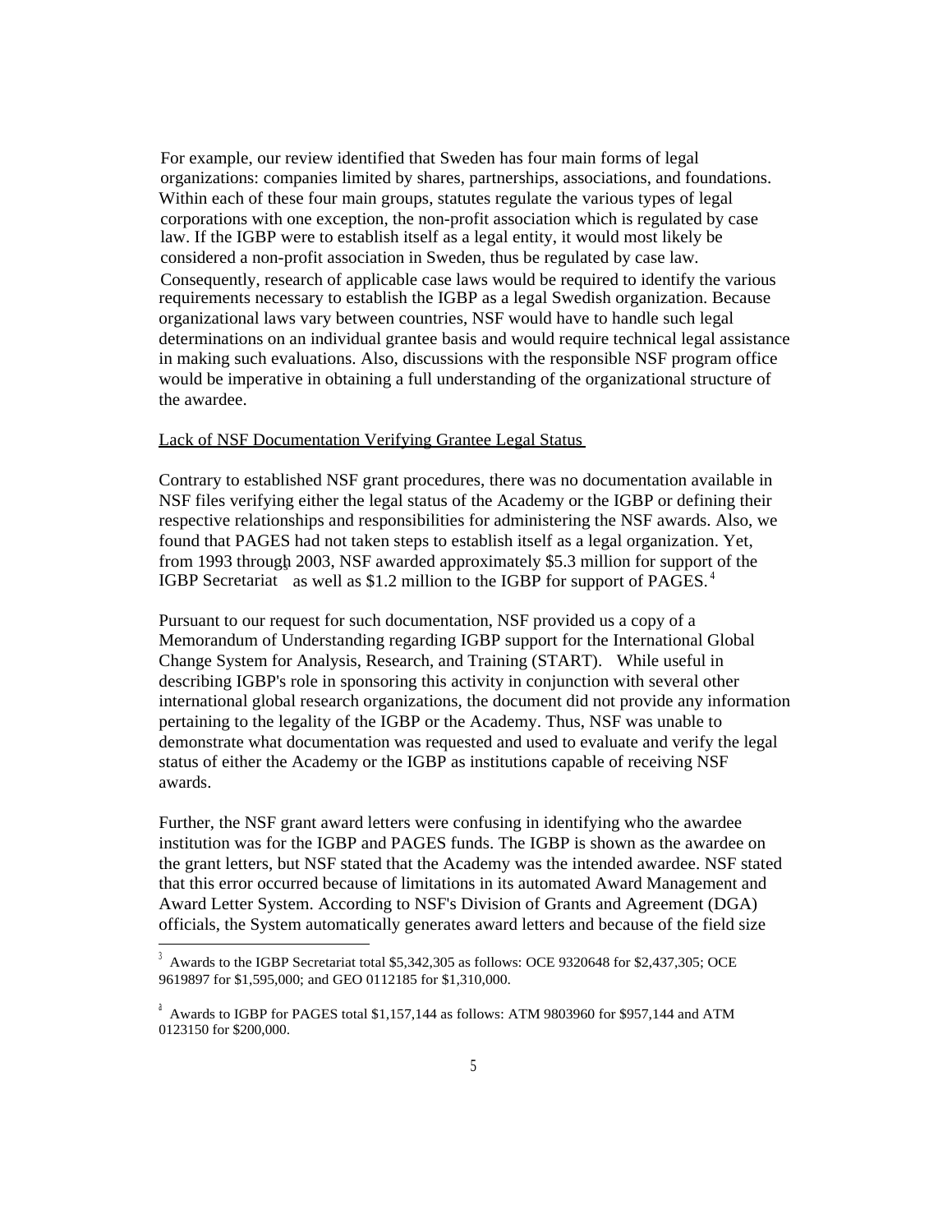For example, our review identified that Sweden has four main forms of legal organizations: companies limited by shares, partnerships, associations, and foundations. Within each of these four main groups, statutes regulate the various types of legal corporations with one exception, the non-profit association which is regulated by case law. If the IGBP were to establish itself as a legal entity, it would most likely be considered a non-profit association in Sweden, thus be regulated by case law. Consequently, research of applicable case laws would be required to identify the various requirements necessary to establish the IGBP as a legal Swedish organization. Because organizational laws vary between countries, NSF would have to handle such legal determinations on an individual grantee basis and would require technical legal assistance in making such evaluations. Also, discussions with the responsible NSF program office would be imperative in obtaining a full understanding of the organizational structure of the awardee.

Lack of NSF Documentation Verifying Grantee Legal Status

Contrary to established NSF grant procedures, there was no documentation available in NSF files verifying either the legal status of the Academy or the IGBP or defining their respective relationships and responsibilities for administering the NSF awards. Also, we found that PAGES had not taken steps to establish itself as a legal organization. Yet, from 1993 through 2003, NSF awarded approximately $5.3 million for support of the IGBP Secretariat[3] as well as $1.2 million to the IGBP for support of PAGES.[4]

Pursuant to our request for such documentation, NSF provided us a copy of a Memorandum of Understanding regarding IGBP support for the International Global Change System for Analysis, Research, and Training (START). While useful in describing IGBP's role in sponsoring this activity in conjunction with several other international global research organizations, the document did not provide any information pertaining to the legality of the IGBP or the Academy. Thus, NSF was unable to demonstrate what documentation was requested and used to evaluate and verify the legal status of either the Academy or the IGBP as institutions capable of receiving NSF awards.

Further, the NSF grant award letters were confusing in identifying who the awardee institution was for the IGBP and PAGES funds. The IGBP is shown as the awardee on the grant letters, but NSF stated that the Academy was the intended awardee. NSF stated that this error occurred because of limitations in its automated Award Management and Award Letter System. According to NSF's Division of Grants and Agreement (DGA) officials, the System automatically generates award letters and because of the field size

---

[3] Awards to the IGBP Secretariat total $5,342,305 as follows: OCE 9320648 for $2,437,305; OCE 9619897 for $1,595,000; and GEO 0112185 for $1,310,000.

[4] Awards to IGBP for PAGES total $1,157,144 as follows: ATM 9803960 for $957,144 and ATM 0123150 for $200,000.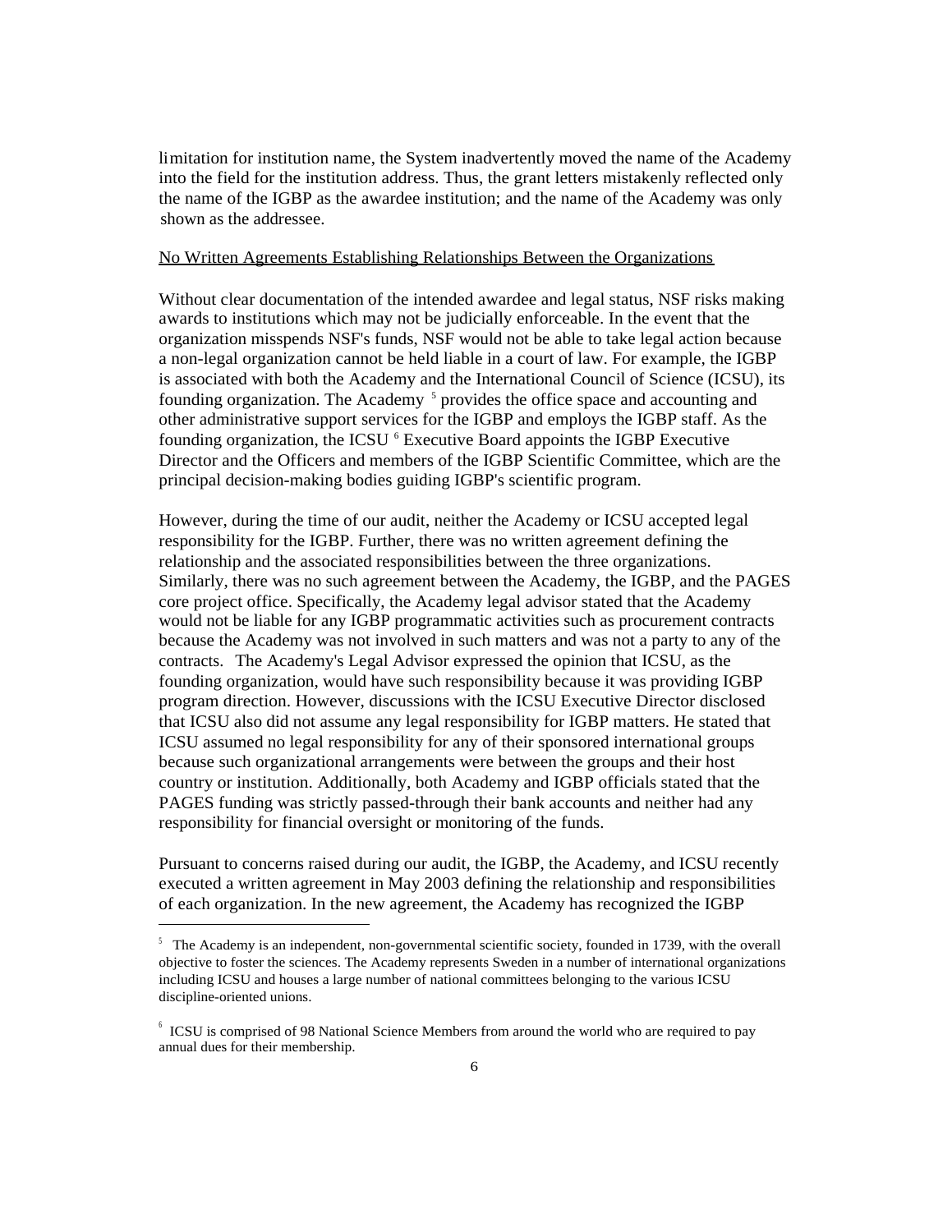limitation for institution name, the System inadvertently moved the name of the Academy into the field for the institution address. Thus, the grant letters mistakenly reflected only the name of the IGBP as the awardee institution; and the name of the Academy was only shown as the addressee.

<u>No Written Agreements Establishing Relationships Between the Organizations</u>

Without clear documentation of the intended awardee and legal status, NSF risks making awards to institutions which may not be judicially enforceable. In the event that the organization misspends NSF's funds, NSF would not be able to take legal action because a non-legal organization cannot be held liable in a court of law. For example, the IGBP is associated with both the Academy and the International Council of Science (ICSU), its founding organization. The Academy [5] provides the office space and accounting and other administrative support services for the IGBP and employs the IGBP staff. As the founding organization, the ICSU [6] Executive Board appoints the IGBP Executive Director and the Officers and members of the IGBP Scientific Committee, which are the principal decision-making bodies guiding IGBP's scientific program.

However, during the time of our audit, neither the Academy or ICSU accepted legal responsibility for the IGBP. Further, there was no written agreement defining the relationship and the associated responsibilities between the three organizations. Similarly, there was no such agreement between the Academy, the IGBP, and the PAGES core project office. Specifically, the Academy legal advisor stated that the Academy would not be liable for any IGBP programmatic activities such as procurement contracts because the Academy was not involved in such matters and was not a party to any of the contracts. The Academy's Legal Advisor expressed the opinion that ICSU, as the founding organization, would have such responsibility because it was providing IGBP program direction. However, discussions with the ICSU Executive Director disclosed that ICSU also did not assume any legal responsibility for IGBP matters. He stated that ICSU assumed no legal responsibility for any of their sponsored international groups because such organizational arrangements were between the groups and their host country or institution. Additionally, both Academy and IGBP officials stated that the PAGES funding was strictly passed-through their bank accounts and neither had any responsibility for financial oversight or monitoring of the funds.

Pursuant to concerns raised during our audit, the IGBP, the Academy, and ICSU recently executed a written agreement in May 2003 defining the relationship and responsibilities of each organization. In the new agreement, the Academy has recognized the IGBP

---

[5] The Academy is an independent, non-governmental scientific society, founded in 1739, with the overall objective to foster the sciences. The Academy represents Sweden in a number of international organizations including ICSU and houses a large number of national committees belonging to the various ICSU discipline-oriented unions.

[6] ICSU is comprised of 98 National Science Members from around the world who are required to pay annual dues for their membership.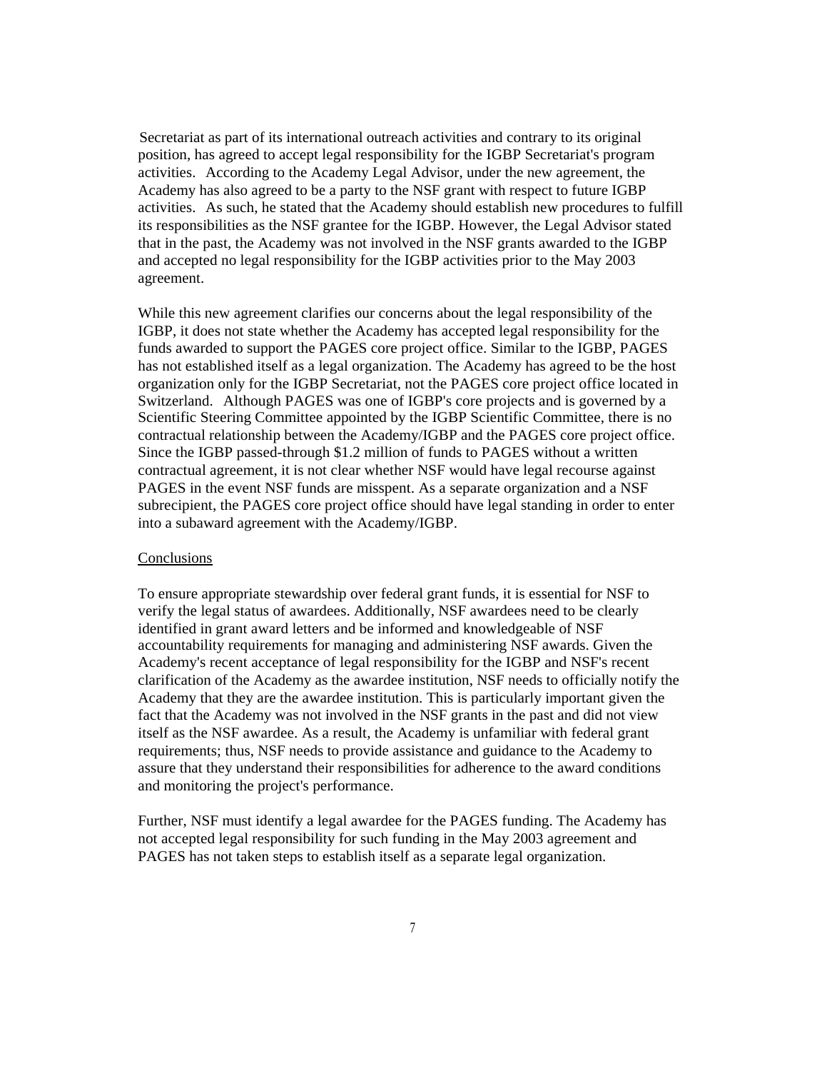Secretariat as part of its international outreach activities and contrary to its original position, has agreed to accept legal responsibility for the IGBP Secretariat's program activities. According to the Academy Legal Advisor, under the new agreement, the Academy has also agreed to be a party to the NSF grant with respect to future IGBP activities. As such, he stated that the Academy should establish new procedures to fulfill its responsibilities as the NSF grantee for the IGBP. However, the Legal Advisor stated that in the past, the Academy was not involved in the NSF grants awarded to the IGBP and accepted no legal responsibility for the IGBP activities prior to the May 2003 agreement.

While this new agreement clarifies our concerns about the legal responsibility of the IGBP, it does not state whether the Academy has accepted legal responsibility for the funds awarded to support the PAGES core project office. Similar to the IGBP, PAGES has not established itself as a legal organization. The Academy has agreed to be the host organization only for the IGBP Secretariat, not the PAGES core project office located in Switzerland. Although PAGES was one of IGBP's core projects and is governed by a Scientific Steering Committee appointed by the IGBP Scientific Committee, there is no contractual relationship between the Academy/IGBP and the PAGES core project office. Since the IGBP passed-through $1.2 million of funds to PAGES without a written contractual agreement, it is not clear whether NSF would have legal recourse against PAGES in the event NSF funds are misspent. As a separate organization and a NSF subrecipient, the PAGES core project office should have legal standing in order to enter into a subaward agreement with the Academy/IGBP.

Conclusions

To ensure appropriate stewardship over federal grant funds, it is essential for NSF to verify the legal status of awardees. Additionally, NSF awardees need to be clearly identified in grant award letters and be informed and knowledgeable of NSF accountability requirements for managing and administering NSF awards. Given the Academy's recent acceptance of legal responsibility for the IGBP and NSF's recent clarification of the Academy as the awardee institution, NSF needs to officially notify the Academy that they are the awardee institution. This is particularly important given the fact that the Academy was not involved in the NSF grants in the past and did not view itself as the NSF awardee. As a result, the Academy is unfamiliar with federal grant requirements; thus, NSF needs to provide assistance and guidance to the Academy to assure that they understand their responsibilities for adherence to the award conditions and monitoring the project's performance.

Further, NSF must identify a legal awardee for the PAGES funding. The Academy has not accepted legal responsibility for such funding in the May 2003 agreement and PAGES has not taken steps to establish itself as a separate legal organization.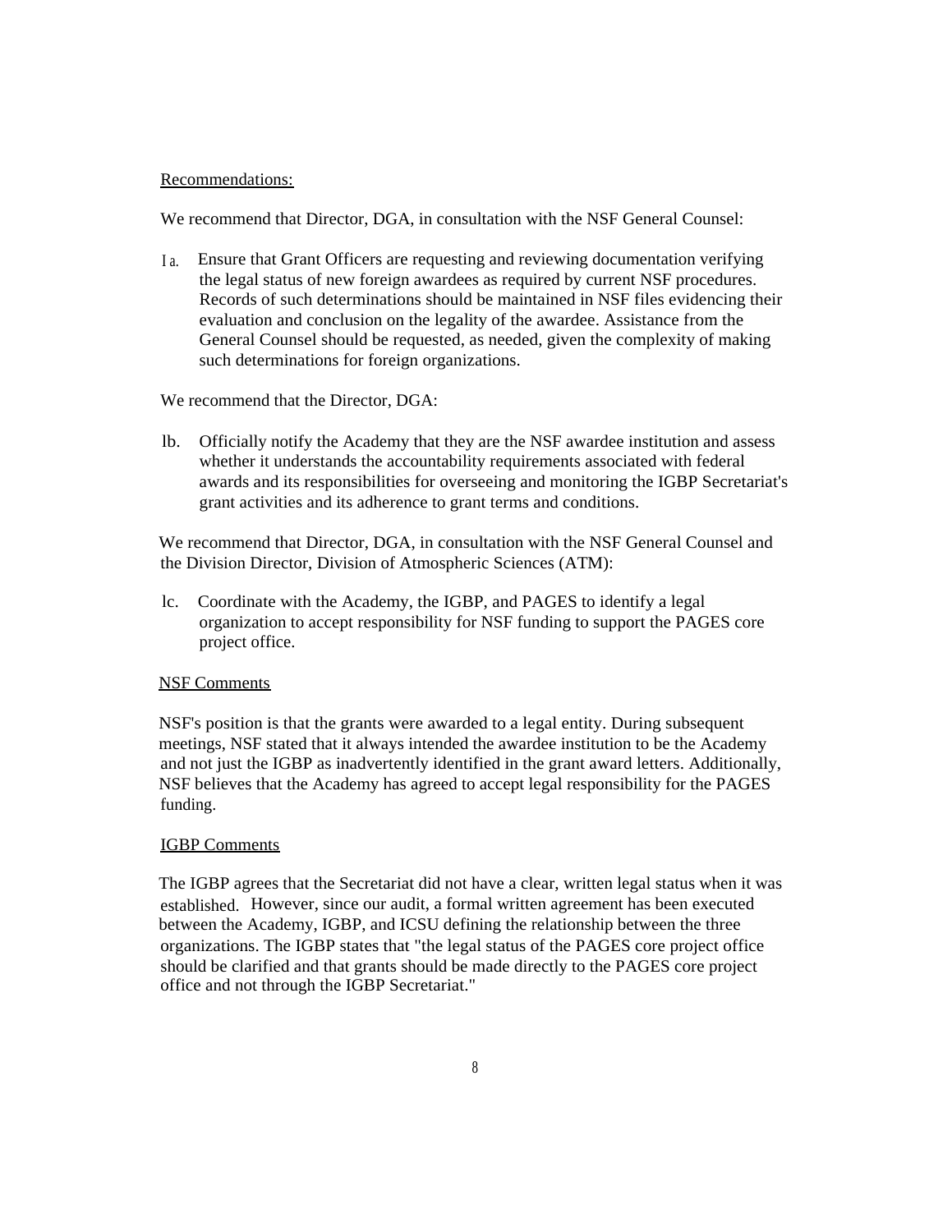Recommendations:

We recommend that Director, DGA, in consultation with the NSF General Counsel:

I a. Ensure that Grant Officers are requesting and reviewing documentation verifying the legal status of new foreign awardees as required by current NSF procedures. Records of such determinations should be maintained in NSF files evidencing their evaluation and conclusion on the legality of the awardee. Assistance from the General Counsel should be requested, as needed, given the complexity of making such determinations for foreign organizations.

We recommend that the Director, DGA:

lb. Officially notify the Academy that they are the NSF awardee institution and assess whether it understands the accountability requirements associated with federal awards and its responsibilities for overseeing and monitoring the IGBP Secretariat's grant activities and its adherence to grant terms and conditions.

We recommend that Director, DGA, in consultation with the NSF General Counsel and the Division Director, Division of Atmospheric Sciences (ATM):

lc. Coordinate with the Academy, the IGBP, and PAGES to identify a legal organization to accept responsibility for NSF funding to support the PAGES core project office.

NSF Comments

NSF's position is that the grants were awarded to a legal entity. During subsequent meetings, NSF stated that it always intended the awardee institution to be the Academy and not just the IGBP as inadvertently identified in the grant award letters. Additionally, NSF believes that the Academy has agreed to accept legal responsibility for the PAGES funding.

IGBP Comments

The IGBP agrees that the Secretariat did not have a clear, written legal status when it was established. However, since our audit, a formal written agreement has been executed between the Academy, IGBP, and ICSU defining the relationship between the three organizations. The IGBP states that "the legal status of the PAGES core project office should be clarified and that grants should be made directly to the PAGES core project office and not through the IGBP Secretariat."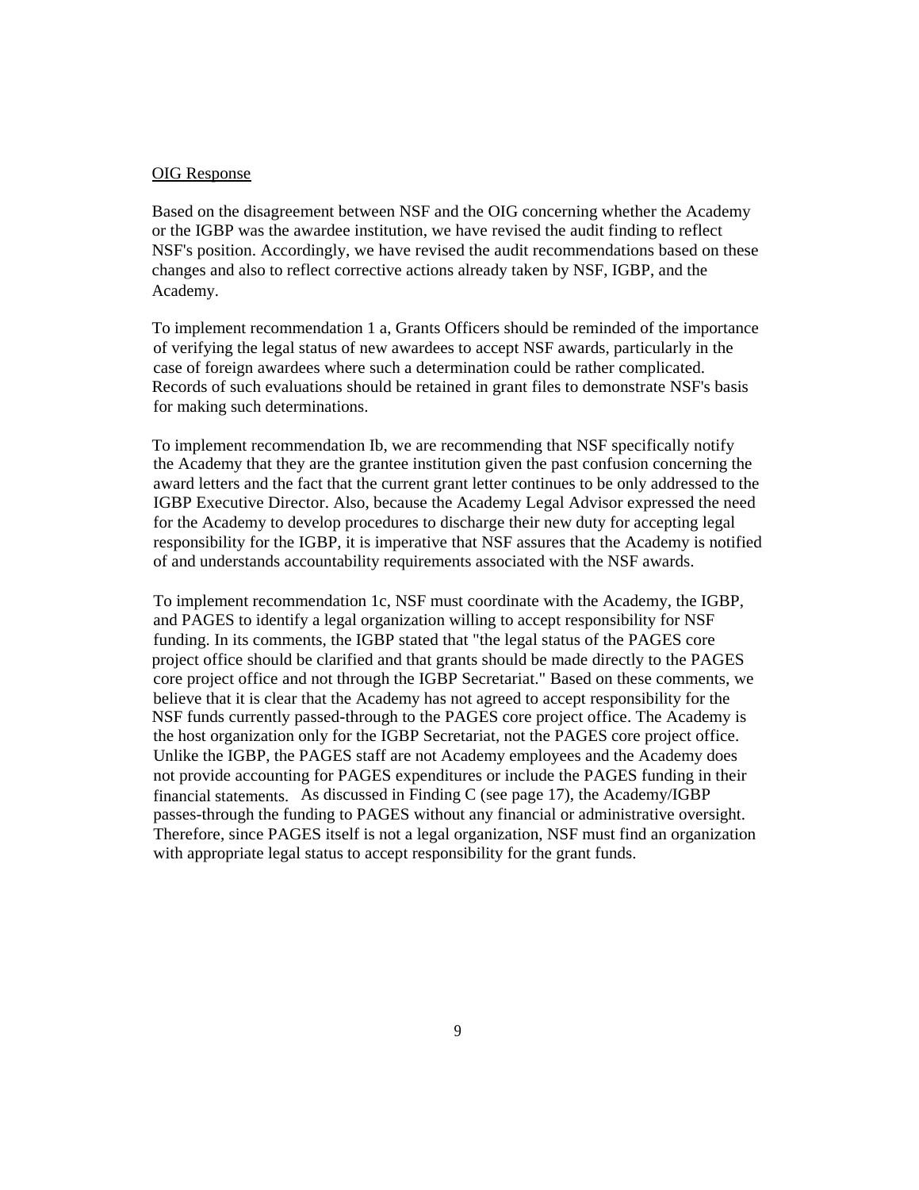<u>OIG Response</u>

Based on the disagreement between NSF and the OIG concerning whether the Academy or the IGBP was the awardee institution, we have revised the audit finding to reflect NSF's position. Accordingly, we have revised the audit recommendations based on these changes and also to reflect corrective actions already taken by NSF, IGBP, and the Academy.

To implement recommendation 1 a, Grants Officers should be reminded of the importance of verifying the legal status of new awardees to accept NSF awards, particularly in the case of foreign awardees where such a determination could be rather complicated. Records of such evaluations should be retained in grant files to demonstrate NSF's basis for making such determinations.

To implement recommendation Ib, we are recommending that NSF specifically notify the Academy that they are the grantee institution given the past confusion concerning the award letters and the fact that the current grant letter continues to be only addressed to the IGBP Executive Director. Also, because the Academy Legal Advisor expressed the need for the Academy to develop procedures to discharge their new duty for accepting legal responsibility for the IGBP, it is imperative that NSF assures that the Academy is notified of and understands accountability requirements associated with the NSF awards.

To implement recommendation 1c, NSF must coordinate with the Academy, the IGBP, and PAGES to identify a legal organization willing to accept responsibility for NSF funding. In its comments, the IGBP stated that "the legal status of the PAGES core project office should be clarified and that grants should be made directly to the PAGES core project office and not through the IGBP Secretariat." Based on these comments, we believe that it is clear that the Academy has not agreed to accept responsibility for the NSF funds currently passed-through to the PAGES core project office. The Academy is the host organization only for the IGBP Secretariat, not the PAGES core project office. Unlike the IGBP, the PAGES staff are not Academy employees and the Academy does not provide accounting for PAGES expenditures or include the PAGES funding in their financial statements. As discussed in Finding C (see page 17), the Academy/IGBP passes-through the funding to PAGES without any financial or administrative oversight. Therefore, since PAGES itself is not a legal organization, NSF must find an organization with appropriate legal status to accept responsibility for the grant funds.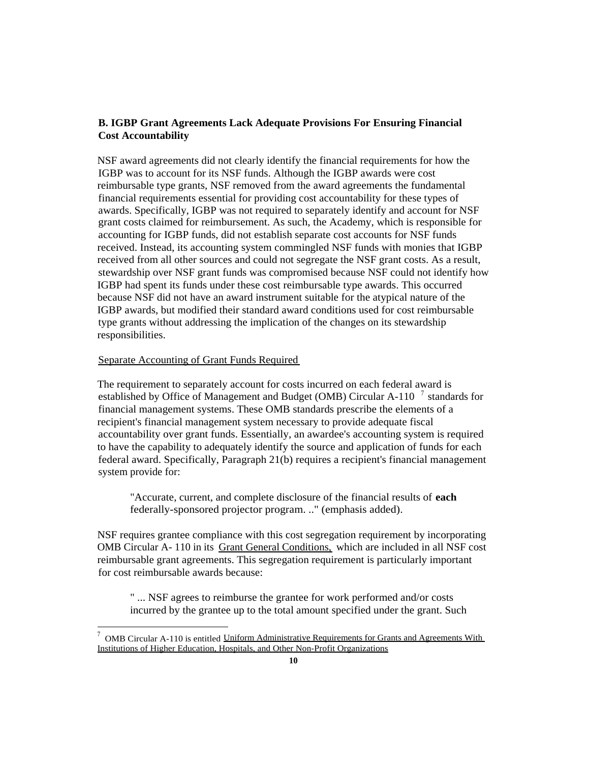### B. IGBP Grant Agreements Lack Adequate Provisions For Ensuring Financial Cost Accountability

NSF award agreements did not clearly identify the financial requirements for how the IGBP was to account for its NSF funds. Although the IGBP awards were cost reimbursable type grants, NSF removed from the award agreements the fundamental financial requirements essential for providing cost accountability for these types of awards. Specifically, IGBP was not required to separately identify and account for NSF grant costs claimed for reimbursement. As such, the Academy, which is responsible for accounting for IGBP funds, did not establish separate cost accounts for NSF funds received. Instead, its accounting system commingled NSF funds with monies that IGBP received from all other sources and could not segregate the NSF grant costs. As a result, stewardship over NSF grant funds was compromised because NSF could not identify how IGBP had spent its funds under these cost reimbursable type awards. This occurred because NSF did not have an award instrument suitable for the atypical nature of the IGBP awards, but modified their standard award conditions used for cost reimbursable type grants without addressing the implication of the changes on its stewardship responsibilities.

Separate Accounting of Grant Funds Required

The requirement to separately account for costs incurred on each federal award is established by Office of Management and Budget (OMB) Circular A-110 [7] standards for financial management systems. These OMB standards prescribe the elements of a recipient's financial management system necessary to provide adequate fiscal accountability over grant funds. Essentially, an awardee's accounting system is required to have the capability to adequately identify the source and application of funds for each federal award. Specifically, Paragraph 21(b) requires a recipient's financial management system provide for:

> "Accurate, current, and complete disclosure of the financial results of **each** federally-sponsored projector program. .." (emphasis added).

NSF requires grantee compliance with this cost segregation requirement by incorporating OMB Circular A- 110 in its Grant General Conditions, which are included in all NSF cost reimbursable grant agreements. This segregation requirement is particularly important for cost reimbursable awards because:

> " ... NSF agrees to reimburse the grantee for work performed and/or costs incurred by the grantee up to the total amount specified under the grant. Such

[7] OMB Circular A-110 is entitled Uniform Administrative Requirements for Grants and Agreements With Institutions of Higher Education, Hospitals, and Other Non-Profit Organizations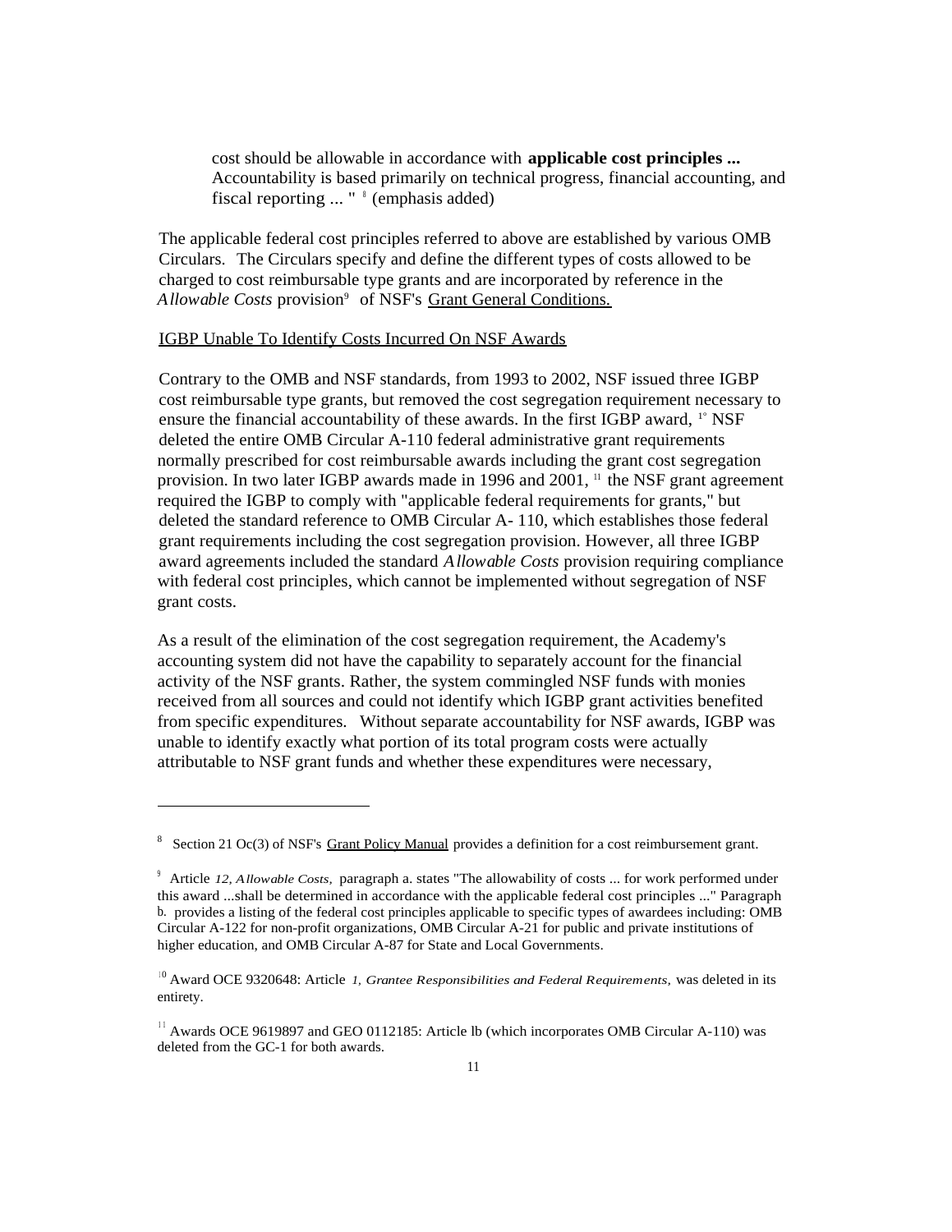> cost should be allowable in accordance with **applicable cost principles ...** Accountability is based primarily on technical progress, financial accounting, and fiscal reporting ... " [8] (emphasis added)

The applicable federal cost principles referred to above are established by various OMB Circulars. The Circulars specify and define the different types of costs allowed to be charged to cost reimbursable type grants and are incorporated by reference in the *Allowable Costs* provision[9] of NSF's Grant General Conditions.

IGBP Unable To Identify Costs Incurred On NSF Awards

Contrary to the OMB and NSF standards, from 1993 to 2002, NSF issued three IGBP cost reimbursable type grants, but removed the cost segregation requirement necessary to ensure the financial accountability of these awards. In the first IGBP award, [10] NSF deleted the entire OMB Circular A-110 federal administrative grant requirements normally prescribed for cost reimbursable awards including the grant cost segregation provision. In two later IGBP awards made in 1996 and 2001, [11] the NSF grant agreement required the IGBP to comply with "applicable federal requirements for grants," but deleted the standard reference to OMB Circular A- 110, which establishes those federal grant requirements including the cost segregation provision. However, all three IGBP award agreements included the standard *Allowable Costs* provision requiring compliance with federal cost principles, which cannot be implemented without segregation of NSF grant costs.

As a result of the elimination of the cost segregation requirement, the Academy's accounting system did not have the capability to separately account for the financial activity of the NSF grants. Rather, the system commingled NSF funds with monies received from all sources and could not identify which IGBP grant activities benefited from specific expenditures. Without separate accountability for NSF awards, IGBP was unable to identify exactly what portion of its total program costs were actually attributable to NSF grant funds and whether these expenditures were necessary,

---

[8] Section 21 Oc(3) of NSF's Grant Policy Manual provides a definition for a cost reimbursement grant.

[9] Article *12, Allowable Costs,* paragraph a. states "The allowability of costs ... for work performed under this award ...shall be determined in accordance with the applicable federal cost principles ..." Paragraph b. provides a listing of the federal cost principles applicable to specific types of awardees including: OMB Circular A-122 for non-profit organizations, OMB Circular A-21 for public and private institutions of higher education, and OMB Circular A-87 for State and Local Governments.

[10] Award OCE 9320648: Article *1, Grantee Responsibilities and Federal Requirements,* was deleted in its entirety.

[11] Awards OCE 9619897 and GEO 0112185: Article lb (which incorporates OMB Circular A-110) was deleted from the GC-1 for both awards.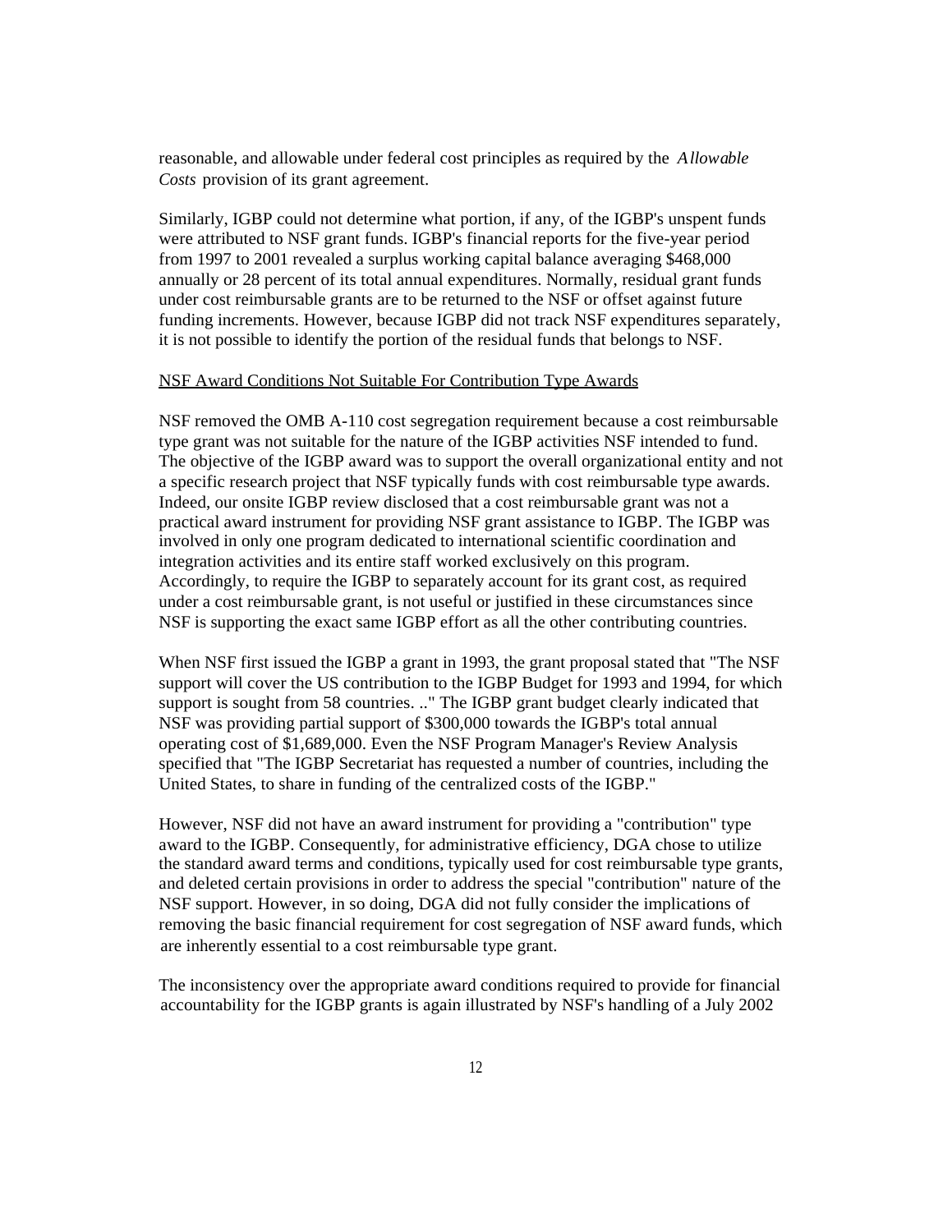reasonable, and allowable under federal cost principles as required by the *Allowable Costs* provision of its grant agreement.

Similarly, IGBP could not determine what portion, if any, of the IGBP's unspent funds were attributed to NSF grant funds. IGBP's financial reports for the five-year period from 1997 to 2001 revealed a surplus working capital balance averaging $468,000 annually or 28 percent of its total annual expenditures. Normally, residual grant funds under cost reimbursable grants are to be returned to the NSF or offset against future funding increments. However, because IGBP did not track NSF expenditures separately, it is not possible to identify the portion of the residual funds that belongs to NSF.

<u>NSF Award Conditions Not Suitable For Contribution Type Awards</u>

NSF removed the OMB A-110 cost segregation requirement because a cost reimbursable type grant was not suitable for the nature of the IGBP activities NSF intended to fund. The objective of the IGBP award was to support the overall organizational entity and not a specific research project that NSF typically funds with cost reimbursable type awards. Indeed, our onsite IGBP review disclosed that a cost reimbursable grant was not a practical award instrument for providing NSF grant assistance to IGBP. The IGBP was involved in only one program dedicated to international scientific coordination and integration activities and its entire staff worked exclusively on this program. Accordingly, to require the IGBP to separately account for its grant cost, as required under a cost reimbursable grant, is not useful or justified in these circumstances since NSF is supporting the exact same IGBP effort as all the other contributing countries.

When NSF first issued the IGBP a grant in 1993, the grant proposal stated that "The NSF support will cover the US contribution to the IGBP Budget for 1993 and 1994, for which support is sought from 58 countries. .." The IGBP grant budget clearly indicated that NSF was providing partial support of $300,000 towards the IGBP's total annual operating cost of $1,689,000. Even the NSF Program Manager's Review Analysis specified that "The IGBP Secretariat has requested a number of countries, including the United States, to share in funding of the centralized costs of the IGBP."

However, NSF did not have an award instrument for providing a "contribution" type award to the IGBP. Consequently, for administrative efficiency, DGA chose to utilize the standard award terms and conditions, typically used for cost reimbursable type grants, and deleted certain provisions in order to address the special "contribution" nature of the NSF support. However, in so doing, DGA did not fully consider the implications of removing the basic financial requirement for cost segregation of NSF award funds, which are inherently essential to a cost reimbursable type grant.

The inconsistency over the appropriate award conditions required to provide for financial accountability for the IGBP grants is again illustrated by NSF's handling of a July 2002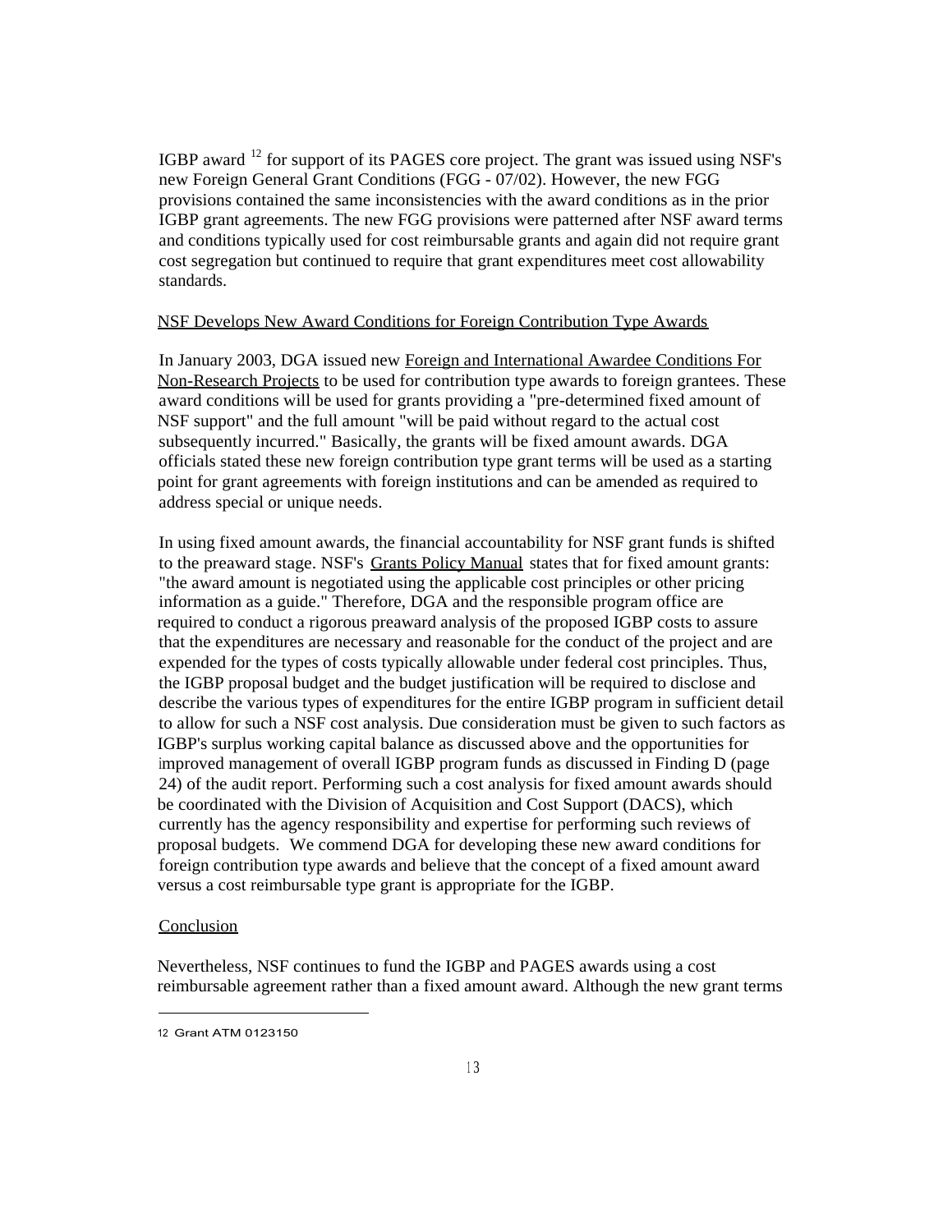IGBP award [12] for support of its PAGES core project. The grant was issued using NSF's new Foreign General Grant Conditions (FGG - 07/02). However, the new FGG provisions contained the same inconsistencies with the award conditions as in the prior IGBP grant agreements. The new FGG provisions were patterned after NSF award terms and conditions typically used for cost reimbursable grants and again did not require grant cost segregation but continued to require that grant expenditures meet cost allowability standards.

NSF Develops New Award Conditions for Foreign Contribution Type Awards

In January 2003, DGA issued new Foreign and International Awardee Conditions For Non-Research Projects to be used for contribution type awards to foreign grantees. These award conditions will be used for grants providing a "pre-determined fixed amount of NSF support" and the full amount "will be paid without regard to the actual cost subsequently incurred." Basically, the grants will be fixed amount awards. DGA officials stated these new foreign contribution type grant terms will be used as a starting point for grant agreements with foreign institutions and can be amended as required to address special or unique needs.

In using fixed amount awards, the financial accountability for NSF grant funds is shifted to the preaward stage. NSF's Grants Policy Manual states that for fixed amount grants: "the award amount is negotiated using the applicable cost principles or other pricing information as a guide." Therefore, DGA and the responsible program office are required to conduct a rigorous preaward analysis of the proposed IGBP costs to assure that the expenditures are necessary and reasonable for the conduct of the project and are expended for the types of costs typically allowable under federal cost principles. Thus, the IGBP proposal budget and the budget justification will be required to disclose and describe the various types of expenditures for the entire IGBP program in sufficient detail to allow for such a NSF cost analysis. Due consideration must be given to such factors as IGBP's surplus working capital balance as discussed above and the opportunities for improved management of overall IGBP program funds as discussed in Finding D (page 24) of the audit report. Performing such a cost analysis for fixed amount awards should be coordinated with the Division of Acquisition and Cost Support (DACS), which currently has the agency responsibility and expertise for performing such reviews of proposal budgets. We commend DGA for developing these new award conditions for foreign contribution type awards and believe that the concept of a fixed amount award versus a cost reimbursable type grant is appropriate for the IGBP.

Conclusion

Nevertheless, NSF continues to fund the IGBP and PAGES awards using a cost reimbursable agreement rather than a fixed amount award. Although the new grant terms

---

[12] Grant ATM 0123150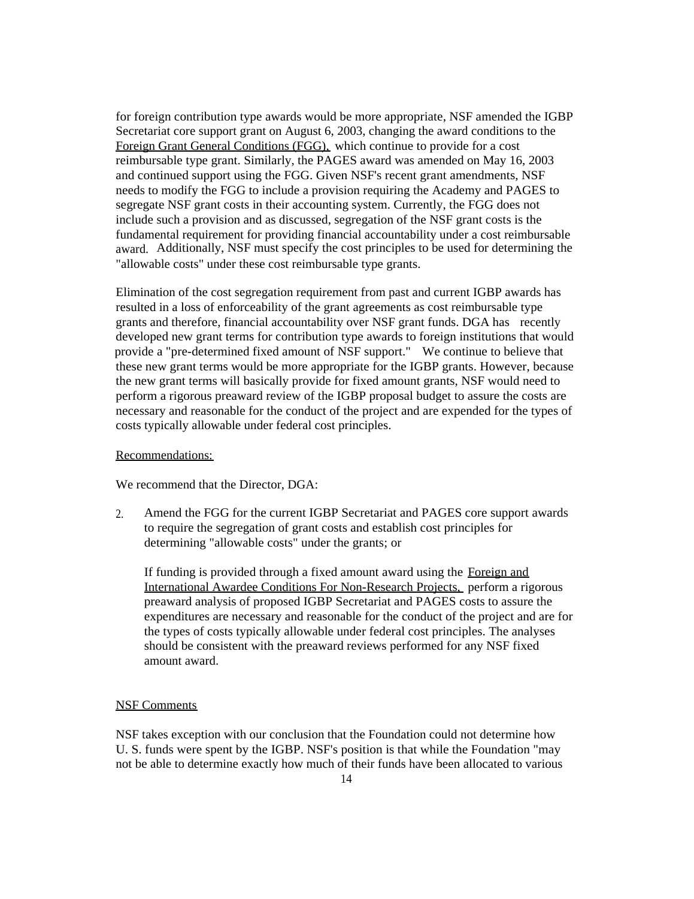for foreign contribution type awards would be more appropriate, NSF amended the IGBP Secretariat core support grant on August 6, 2003, changing the award conditions to the Foreign Grant General Conditions (FGG), which continue to provide for a cost reimbursable type grant. Similarly, the PAGES award was amended on May 16, 2003 and continued support using the FGG. Given NSF's recent grant amendments, NSF needs to modify the FGG to include a provision requiring the Academy and PAGES to segregate NSF grant costs in their accounting system. Currently, the FGG does not include such a provision and as discussed, segregation of the NSF grant costs is the fundamental requirement for providing financial accountability under a cost reimbursable award. Additionally, NSF must specify the cost principles to be used for determining the "allowable costs" under these cost reimbursable type grants.

Elimination of the cost segregation requirement from past and current IGBP awards has resulted in a loss of enforceability of the grant agreements as cost reimbursable type grants and therefore, financial accountability over NSF grant funds. DGA has recently developed new grant terms for contribution type awards to foreign institutions that would provide a "pre-determined fixed amount of NSF support." We continue to believe that these new grant terms would be more appropriate for the IGBP grants. However, because the new grant terms will basically provide for fixed amount grants, NSF would need to perform a rigorous preaward review of the IGBP proposal budget to assure the costs are necessary and reasonable for the conduct of the project and are expended for the types of costs typically allowable under federal cost principles.

Recommendations:

We recommend that the Director, DGA:

2. Amend the FGG for the current IGBP Secretariat and PAGES core support awards to require the segregation of grant costs and establish cost principles for determining "allowable costs" under the grants; or

   If funding is provided through a fixed amount award using the Foreign and International Awardee Conditions For Non-Research Projects, perform a rigorous preaward analysis of proposed IGBP Secretariat and PAGES costs to assure the expenditures are necessary and reasonable for the conduct of the project and are for the types of costs typically allowable under federal cost principles. The analyses should be consistent with the preaward reviews performed for any NSF fixed amount award.

NSF Comments

NSF takes exception with our conclusion that the Foundation could not determine how U. S. funds were spent by the IGBP. NSF's position is that while the Foundation "may not be able to determine exactly how much of their funds have been allocated to various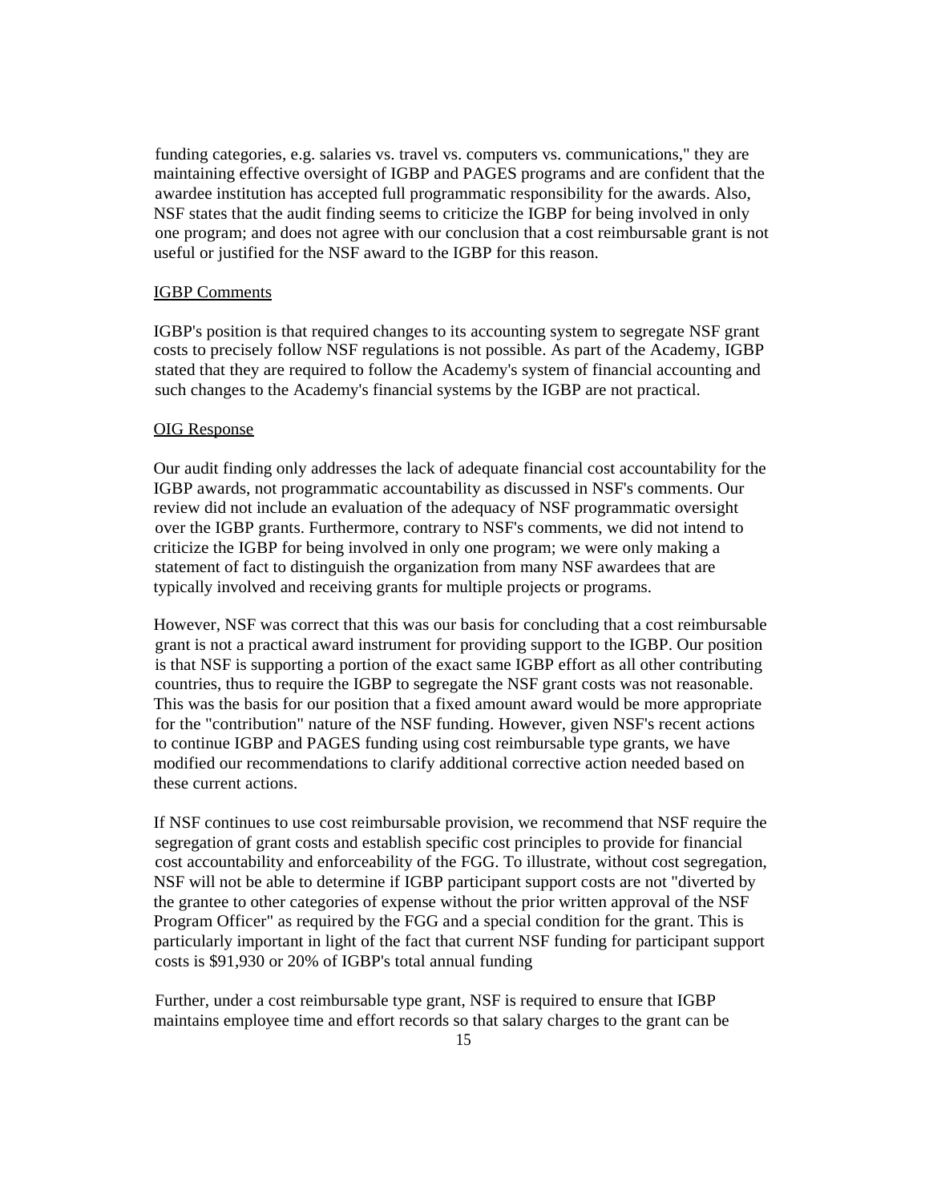funding categories, e.g. salaries vs. travel vs. computers vs. communications," they are maintaining effective oversight of IGBP and PAGES programs and are confident that the awardee institution has accepted full programmatic responsibility for the awards. Also, NSF states that the audit finding seems to criticize the IGBP for being involved in only one program; and does not agree with our conclusion that a cost reimbursable grant is not useful or justified for the NSF award to the IGBP for this reason.

IGBP Comments

IGBP's position is that required changes to its accounting system to segregate NSF grant costs to precisely follow NSF regulations is not possible. As part of the Academy, IGBP stated that they are required to follow the Academy's system of financial accounting and such changes to the Academy's financial systems by the IGBP are not practical.

OIG Response

Our audit finding only addresses the lack of adequate financial cost accountability for the IGBP awards, not programmatic accountability as discussed in NSF's comments. Our review did not include an evaluation of the adequacy of NSF programmatic oversight over the IGBP grants. Furthermore, contrary to NSF's comments, we did not intend to criticize the IGBP for being involved in only one program; we were only making a statement of fact to distinguish the organization from many NSF awardees that are typically involved and receiving grants for multiple projects or programs.

However, NSF was correct that this was our basis for concluding that a cost reimbursable grant is not a practical award instrument for providing support to the IGBP. Our position is that NSF is supporting a portion of the exact same IGBP effort as all other contributing countries, thus to require the IGBP to segregate the NSF grant costs was not reasonable. This was the basis for our position that a fixed amount award would be more appropriate for the "contribution" nature of the NSF funding. However, given NSF's recent actions to continue IGBP and PAGES funding using cost reimbursable type grants, we have modified our recommendations to clarify additional corrective action needed based on these current actions.

If NSF continues to use cost reimbursable provision, we recommend that NSF require the segregation of grant costs and establish specific cost principles to provide for financial cost accountability and enforceability of the FGG. To illustrate, without cost segregation, NSF will not be able to determine if IGBP participant support costs are not "diverted by the grantee to other categories of expense without the prior written approval of the NSF Program Officer" as required by the FGG and a special condition for the grant. This is particularly important in light of the fact that current NSF funding for participant support costs is $91,930 or 20% of IGBP's total annual funding

Further, under a cost reimbursable type grant, NSF is required to ensure that IGBP maintains employee time and effort records so that salary charges to the grant can be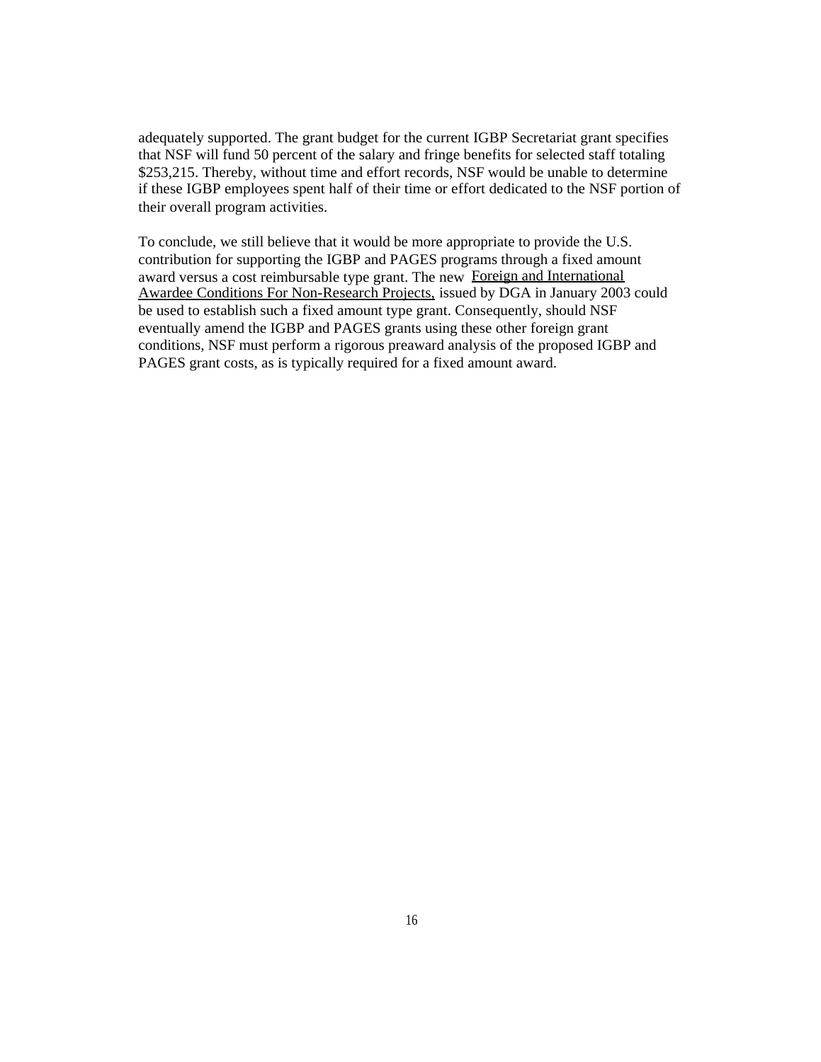adequately supported. The grant budget for the current IGBP Secretariat grant specifies that NSF will fund 50 percent of the salary and fringe benefits for selected staff totaling $253,215. Thereby, without time and effort records, NSF would be unable to determine if these IGBP employees spent half of their time or effort dedicated to the NSF portion of their overall program activities.

To conclude, we still believe that it would be more appropriate to provide the U.S. contribution for supporting the IGBP and PAGES programs through a fixed amount award versus a cost reimbursable type grant. The new Foreign and International Awardee Conditions For Non-Research Projects, issued by DGA in January 2003 could be used to establish such a fixed amount type grant. Consequently, should NSF eventually amend the IGBP and PAGES grants using these other foreign grant conditions, NSF must perform a rigorous preaward analysis of the proposed IGBP and PAGES grant costs, as is typically required for a fixed amount award.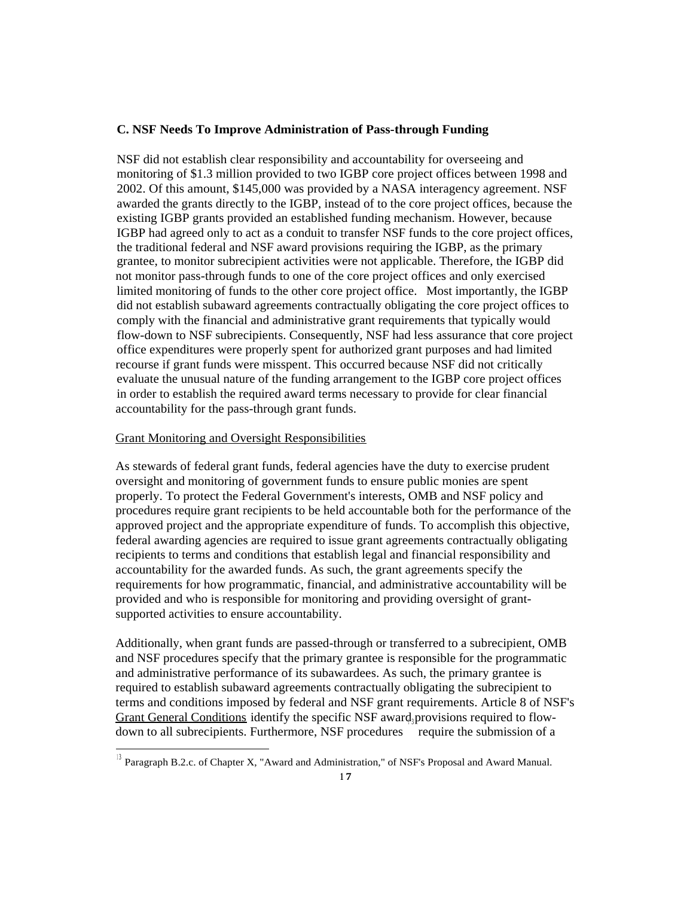### C. NSF Needs To Improve Administration of Pass-through Funding

NSF did not establish clear responsibility and accountability for overseeing and monitoring of $1.3 million provided to two IGBP core project offices between 1998 and 2002. Of this amount, $145,000 was provided by a NASA interagency agreement. NSF awarded the grants directly to the IGBP, instead of to the core project offices, because the existing IGBP grants provided an established funding mechanism. However, because IGBP had agreed only to act as a conduit to transfer NSF funds to the core project offices, the traditional federal and NSF award provisions requiring the IGBP, as the primary grantee, to monitor subrecipient activities were not applicable. Therefore, the IGBP did not monitor pass-through funds to one of the core project offices and only exercised limited monitoring of funds to the other core project office. Most importantly, the IGBP did not establish subaward agreements contractually obligating the core project offices to comply with the financial and administrative grant requirements that typically would flow-down to NSF subrecipients. Consequently, NSF had less assurance that core project office expenditures were properly spent for authorized grant purposes and had limited recourse if grant funds were misspent. This occurred because NSF did not critically evaluate the unusual nature of the funding arrangement to the IGBP core project offices in order to establish the required award terms necessary to provide for clear financial accountability for the pass-through grant funds.

Grant Monitoring and Oversight Responsibilities

As stewards of federal grant funds, federal agencies have the duty to exercise prudent oversight and monitoring of government funds to ensure public monies are spent properly. To protect the Federal Government's interests, OMB and NSF policy and procedures require grant recipients to be held accountable both for the performance of the approved project and the appropriate expenditure of funds. To accomplish this objective, federal awarding agencies are required to issue grant agreements contractually obligating recipients to terms and conditions that establish legal and financial responsibility and accountability for the awarded funds. As such, the grant agreements specify the requirements for how programmatic, financial, and administrative accountability will be provided and who is responsible for monitoring and providing oversight of grant-supported activities to ensure accountability.

Additionally, when grant funds are passed-through or transferred to a subrecipient, OMB and NSF procedures specify that the primary grantee is responsible for the programmatic and administrative performance of its subawardees. As such, the primary grantee is required to establish subaward agreements contractually obligating the subrecipient to terms and conditions imposed by federal and NSF grant requirements. Article 8 of NSF's Grant General Conditions identify the specific NSF award provisions required to flow-down to all subrecipients. Furthermore, NSF procedures[13] require the submission of a

[13] Paragraph B.2.c. of Chapter X, "Award and Administration," of NSF's Proposal and Award Manual.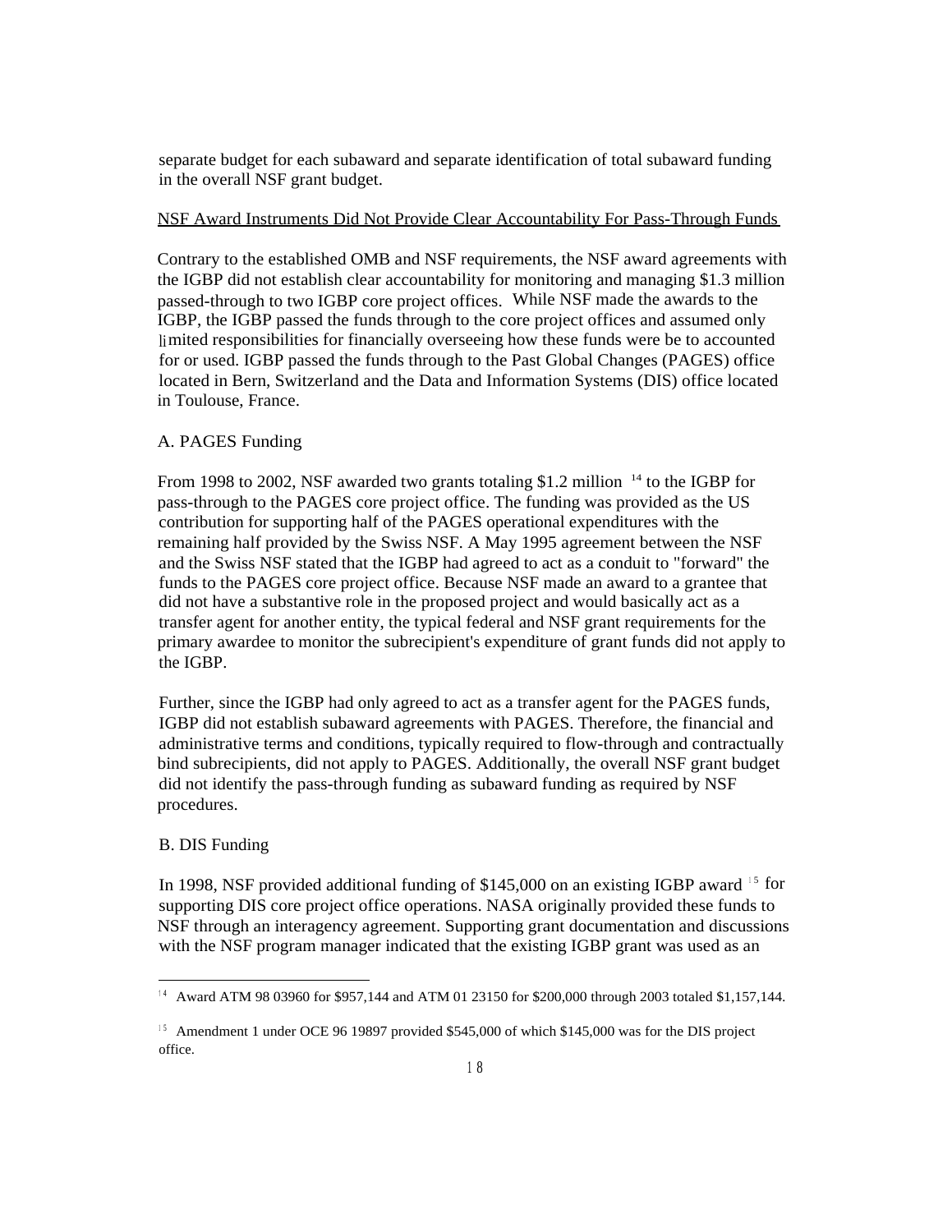separate budget for each subaward and separate identification of total subaward funding in the overall NSF grant budget.

NSF Award Instruments Did Not Provide Clear Accountability For Pass-Through Funds

Contrary to the established OMB and NSF requirements, the NSF award agreements with the IGBP did not establish clear accountability for monitoring and managing $1.3 million passed-through to two IGBP core project offices. While NSF made the awards to the IGBP, the IGBP passed the funds through to the core project offices and assumed only limited responsibilities for financially overseeing how these funds were be to accounted for or used. IGBP passed the funds through to the Past Global Changes (PAGES) office located in Bern, Switzerland and the Data and Information Systems (DIS) office located in Toulouse, France.

A. PAGES Funding

From 1998 to 2002, NSF awarded two grants totaling $1.2 million [14] to the IGBP for pass-through to the PAGES core project office. The funding was provided as the US contribution for supporting half of the PAGES operational expenditures with the remaining half provided by the Swiss NSF. A May 1995 agreement between the NSF and the Swiss NSF stated that the IGBP had agreed to act as a conduit to "forward" the funds to the PAGES core project office. Because NSF made an award to a grantee that did not have a substantive role in the proposed project and would basically act as a transfer agent for another entity, the typical federal and NSF grant requirements for the primary awardee to monitor the subrecipient's expenditure of grant funds did not apply to the IGBP.

Further, since the IGBP had only agreed to act as a transfer agent for the PAGES funds, IGBP did not establish subaward agreements with PAGES. Therefore, the financial and administrative terms and conditions, typically required to flow-through and contractually bind subrecipients, did not apply to PAGES. Additionally, the overall NSF grant budget did not identify the pass-through funding as subaward funding as required by NSF procedures.

B. DIS Funding

In 1998, NSF provided additional funding of $145,000 on an existing IGBP award [15] for supporting DIS core project office operations. NASA originally provided these funds to NSF through an interagency agreement. Supporting grant documentation and discussions with the NSF program manager indicated that the existing IGBP grant was used as an

[14] Award ATM 98 03960 for $957,144 and ATM 01 23150 for $200,000 through 2003 totaled $1,157,144.

[15] Amendment 1 under OCE 96 19897 provided $545,000 of which $145,000 was for the DIS project office.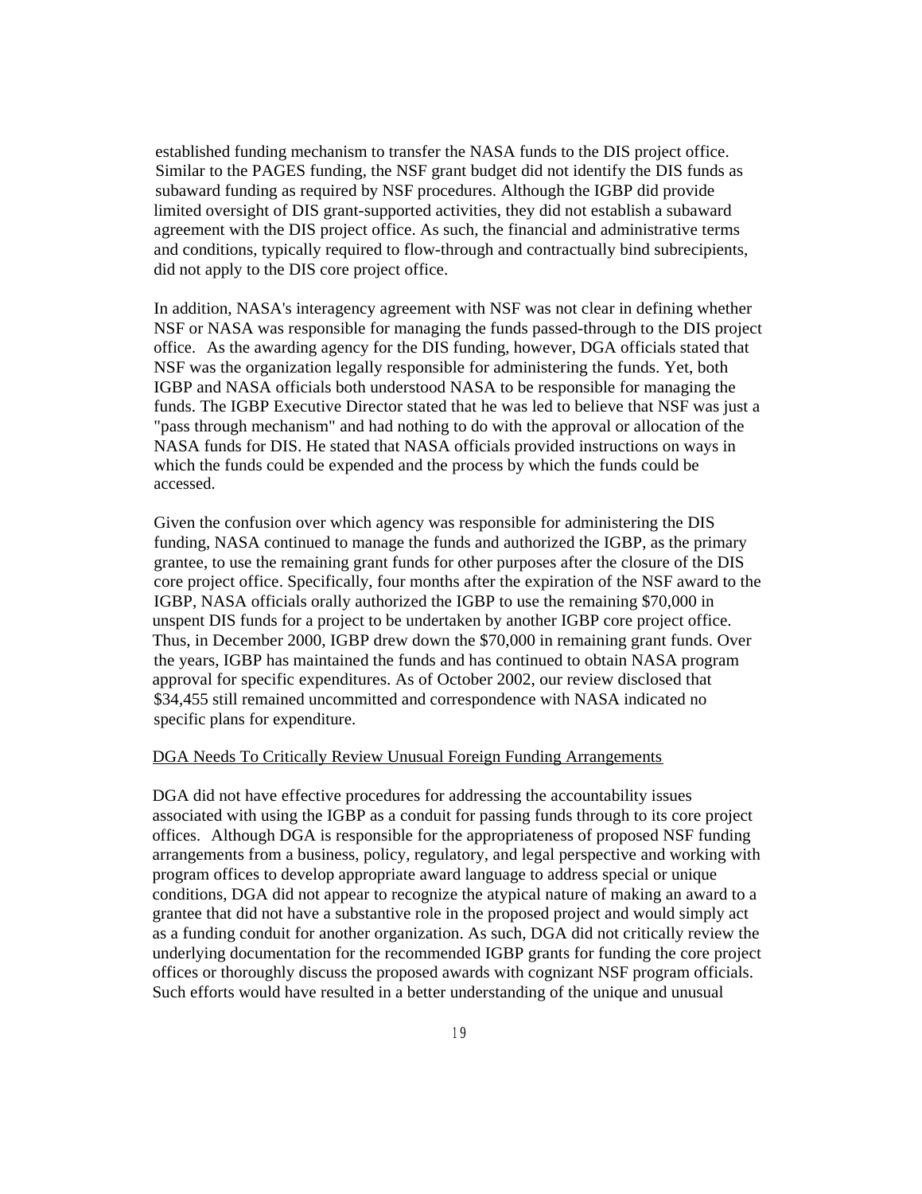established funding mechanism to transfer the NASA funds to the DIS project office. Similar to the PAGES funding, the NSF grant budget did not identify the DIS funds as subaward funding as required by NSF procedures. Although the IGBP did provide limited oversight of DIS grant-supported activities, they did not establish a subaward agreement with the DIS project office. As such, the financial and administrative terms and conditions, typically required to flow-through and contractually bind subrecipients, did not apply to the DIS core project office.

In addition, NASA's interagency agreement with NSF was not clear in defining whether NSF or NASA was responsible for managing the funds passed-through to the DIS project office. As the awarding agency for the DIS funding, however, DGA officials stated that NSF was the organization legally responsible for administering the funds. Yet, both IGBP and NASA officials both understood NASA to be responsible for managing the funds. The IGBP Executive Director stated that he was led to believe that NSF was just a "pass through mechanism" and had nothing to do with the approval or allocation of the NASA funds for DIS. He stated that NASA officials provided instructions on ways in which the funds could be expended and the process by which the funds could be accessed.

Given the confusion over which agency was responsible for administering the DIS funding, NASA continued to manage the funds and authorized the IGBP, as the primary grantee, to use the remaining grant funds for other purposes after the closure of the DIS core project office. Specifically, four months after the expiration of the NSF award to the IGBP, NASA officials orally authorized the IGBP to use the remaining $70,000 in unspent DIS funds for a project to be undertaken by another IGBP core project office. Thus, in December 2000, IGBP drew down the $70,000 in remaining grant funds. Over the years, IGBP has maintained the funds and has continued to obtain NASA program approval for specific expenditures. As of October 2002, our review disclosed that $34,455 still remained uncommitted and correspondence with NASA indicated no specific plans for expenditure.

DGA Needs To Critically Review Unusual Foreign Funding Arrangements

DGA did not have effective procedures for addressing the accountability issues associated with using the IGBP as a conduit for passing funds through to its core project offices. Although DGA is responsible for the appropriateness of proposed NSF funding arrangements from a business, policy, regulatory, and legal perspective and working with program offices to develop appropriate award language to address special or unique conditions, DGA did not appear to recognize the atypical nature of making an award to a grantee that did not have a substantive role in the proposed project and would simply act as a funding conduit for another organization. As such, DGA did not critically review the underlying documentation for the recommended IGBP grants for funding the core project offices or thoroughly discuss the proposed awards with cognizant NSF program officials. Such efforts would have resulted in a better understanding of the unique and unusual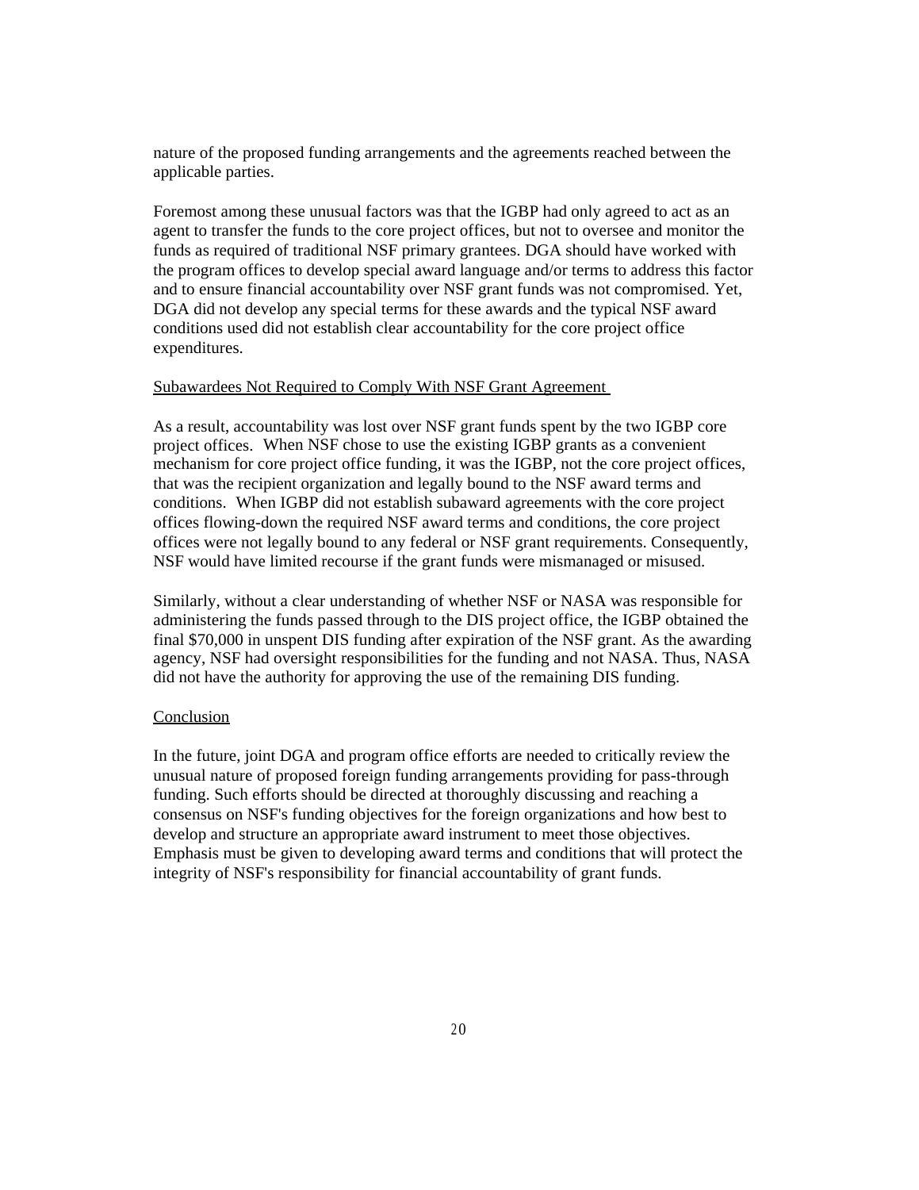nature of the proposed funding arrangements and the agreements reached between the applicable parties.

Foremost among these unusual factors was that the IGBP had only agreed to act as an agent to transfer the funds to the core project offices, but not to oversee and monitor the funds as required of traditional NSF primary grantees. DGA should have worked with the program offices to develop special award language and/or terms to address this factor and to ensure financial accountability over NSF grant funds was not compromised. Yet, DGA did not develop any special terms for these awards and the typical NSF award conditions used did not establish clear accountability for the core project office expenditures.

### Subawardees Not Required to Comply With NSF Grant Agreement

As a result, accountability was lost over NSF grant funds spent by the two IGBP core project offices. When NSF chose to use the existing IGBP grants as a convenient mechanism for core project office funding, it was the IGBP, not the core project offices, that was the recipient organization and legally bound to the NSF award terms and conditions. When IGBP did not establish subaward agreements with the core project offices flowing-down the required NSF award terms and conditions, the core project offices were not legally bound to any federal or NSF grant requirements. Consequently, NSF would have limited recourse if the grant funds were mismanaged or misused.

Similarly, without a clear understanding of whether NSF or NASA was responsible for administering the funds passed through to the DIS project office, the IGBP obtained the final $70,000 in unspent DIS funding after expiration of the NSF grant. As the awarding agency, NSF had oversight responsibilities for the funding and not NASA. Thus, NASA did not have the authority for approving the use of the remaining DIS funding.

### Conclusion

In the future, joint DGA and program office efforts are needed to critically review the unusual nature of proposed foreign funding arrangements providing for pass-through funding. Such efforts should be directed at thoroughly discussing and reaching a consensus on NSF's funding objectives for the foreign organizations and how best to develop and structure an appropriate award instrument to meet those objectives. Emphasis must be given to developing award terms and conditions that will protect the integrity of NSF's responsibility for financial accountability of grant funds.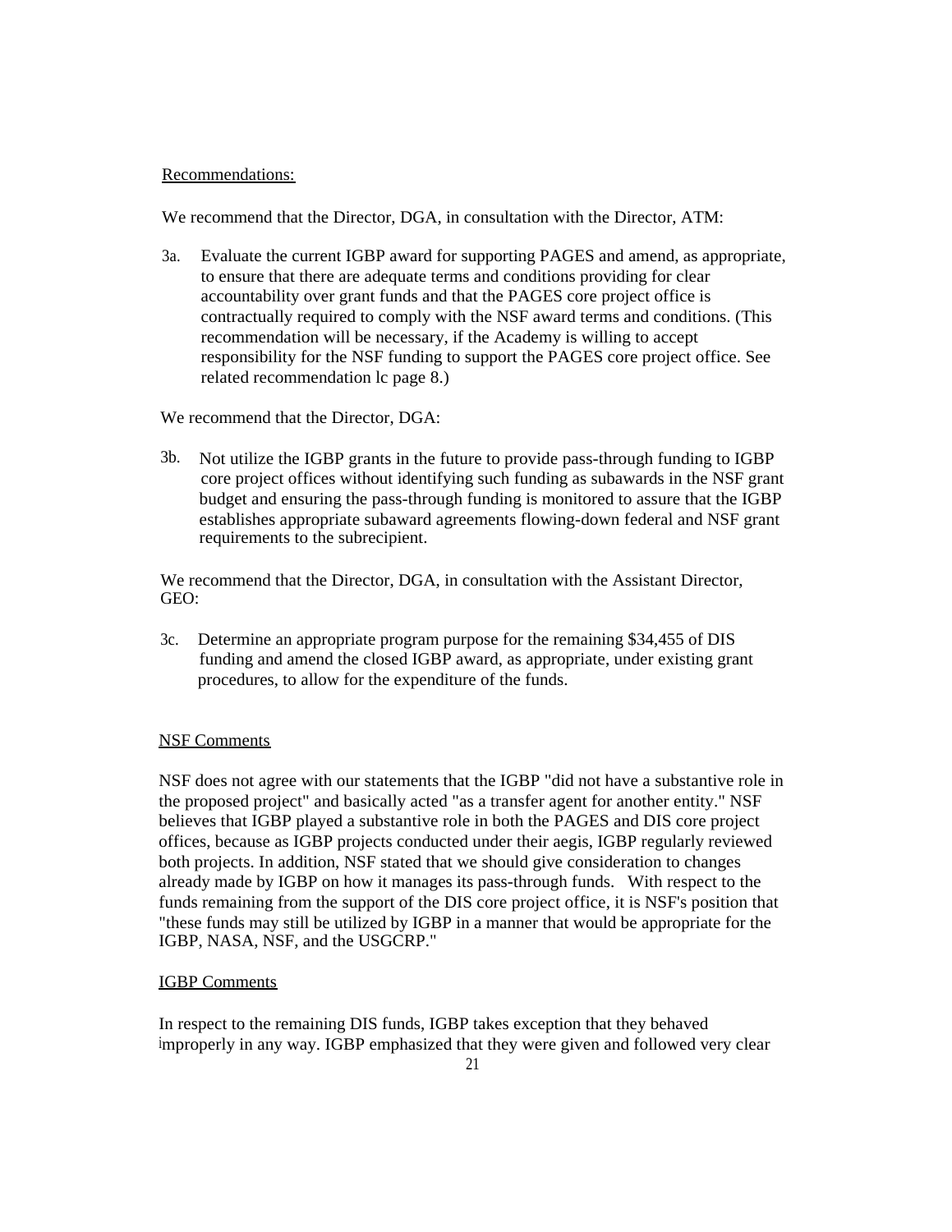Recommendations:

We recommend that the Director, DGA, in consultation with the Director, ATM:

3a. Evaluate the current IGBP award for supporting PAGES and amend, as appropriate, to ensure that there are adequate terms and conditions providing for clear accountability over grant funds and that the PAGES core project office is contractually required to comply with the NSF award terms and conditions. (This recommendation will be necessary, if the Academy is willing to accept responsibility for the NSF funding to support the PAGES core project office. See related recommendation lc page 8.)

We recommend that the Director, DGA:

3b. Not utilize the IGBP grants in the future to provide pass-through funding to IGBP core project offices without identifying such funding as subawards in the NSF grant budget and ensuring the pass-through funding is monitored to assure that the IGBP establishes appropriate subaward agreements flowing-down federal and NSF grant requirements to the subrecipient.

We recommend that the Director, DGA, in consultation with the Assistant Director, GEO:

3c. Determine an appropriate program purpose for the remaining $34,455 of DIS funding and amend the closed IGBP award, as appropriate, under existing grant procedures, to allow for the expenditure of the funds.

NSF Comments

NSF does not agree with our statements that the IGBP "did not have a substantive role in the proposed project" and basically acted "as a transfer agent for another entity." NSF believes that IGBP played a substantive role in both the PAGES and DIS core project offices, because as IGBP projects conducted under their aegis, IGBP regularly reviewed both projects. In addition, NSF stated that we should give consideration to changes already made by IGBP on how it manages its pass-through funds. With respect to the funds remaining from the support of the DIS core project office, it is NSF's position that "these funds may still be utilized by IGBP in a manner that would be appropriate for the IGBP, NASA, NSF, and the USGCRP."

IGBP Comments

In respect to the remaining DIS funds, IGBP takes exception that they behaved improperly in any way. IGBP emphasized that they were given and followed very clear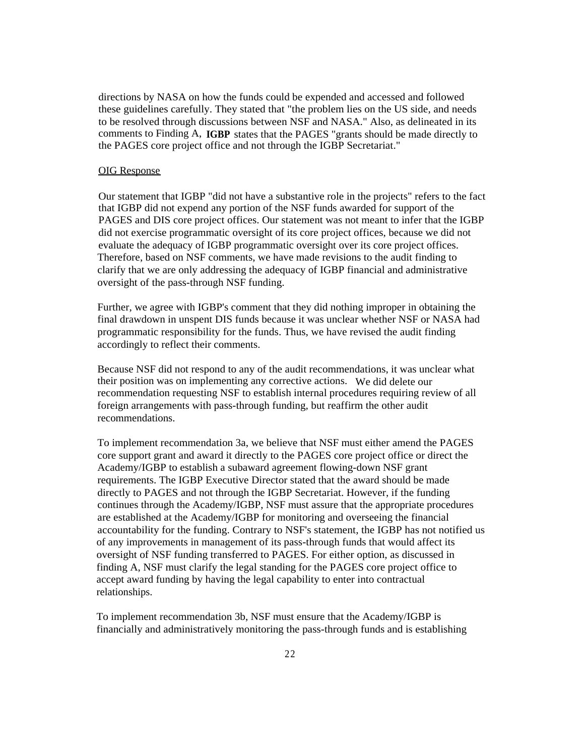directions by NASA on how the funds could be expended and accessed and followed these guidelines carefully. They stated that "the problem lies on the US side, and needs to be resolved through discussions between NSF and NASA." Also, as delineated in its comments to Finding A, **IGBP** states that the PAGES "grants should be made directly to the PAGES core project office and not through the IGBP Secretariat."

OIG Response

Our statement that IGBP "did not have a substantive role in the projects" refers to the fact that IGBP did not expend any portion of the NSF funds awarded for support of the PAGES and DIS core project offices. Our statement was not meant to infer that the IGBP did not exercise programmatic oversight of its core project offices, because we did not evaluate the adequacy of IGBP programmatic oversight over its core project offices. Therefore, based on NSF comments, we have made revisions to the audit finding to clarify that we are only addressing the adequacy of IGBP financial and administrative oversight of the pass-through NSF funding.

Further, we agree with IGBP's comment that they did nothing improper in obtaining the final drawdown in unspent DIS funds because it was unclear whether NSF or NASA had programmatic responsibility for the funds. Thus, we have revised the audit finding accordingly to reflect their comments.

Because NSF did not respond to any of the audit recommendations, it was unclear what their position was on implementing any corrective actions. We did delete our recommendation requesting NSF to establish internal procedures requiring review of all foreign arrangements with pass-through funding, but reaffirm the other audit recommendations.

To implement recommendation 3a, we believe that NSF must either amend the PAGES core support grant and award it directly to the PAGES core project office or direct the Academy/IGBP to establish a subaward agreement flowing-down NSF grant requirements. The IGBP Executive Director stated that the award should be made directly to PAGES and not through the IGBP Secretariat. However, if the funding continues through the Academy/IGBP, NSF must assure that the appropriate procedures are established at the Academy/IGBP for monitoring and overseeing the financial accountability for the funding. Contrary to NSF's statement, the IGBP has not notified us of any improvements in management of its pass-through funds that would affect its oversight of NSF funding transferred to PAGES. For either option, as discussed in finding A, NSF must clarify the legal standing for the PAGES core project office to accept award funding by having the legal capability to enter into contractual relationships.

To implement recommendation 3b, NSF must ensure that the Academy/IGBP is financially and administratively monitoring the pass-through funds and is establishing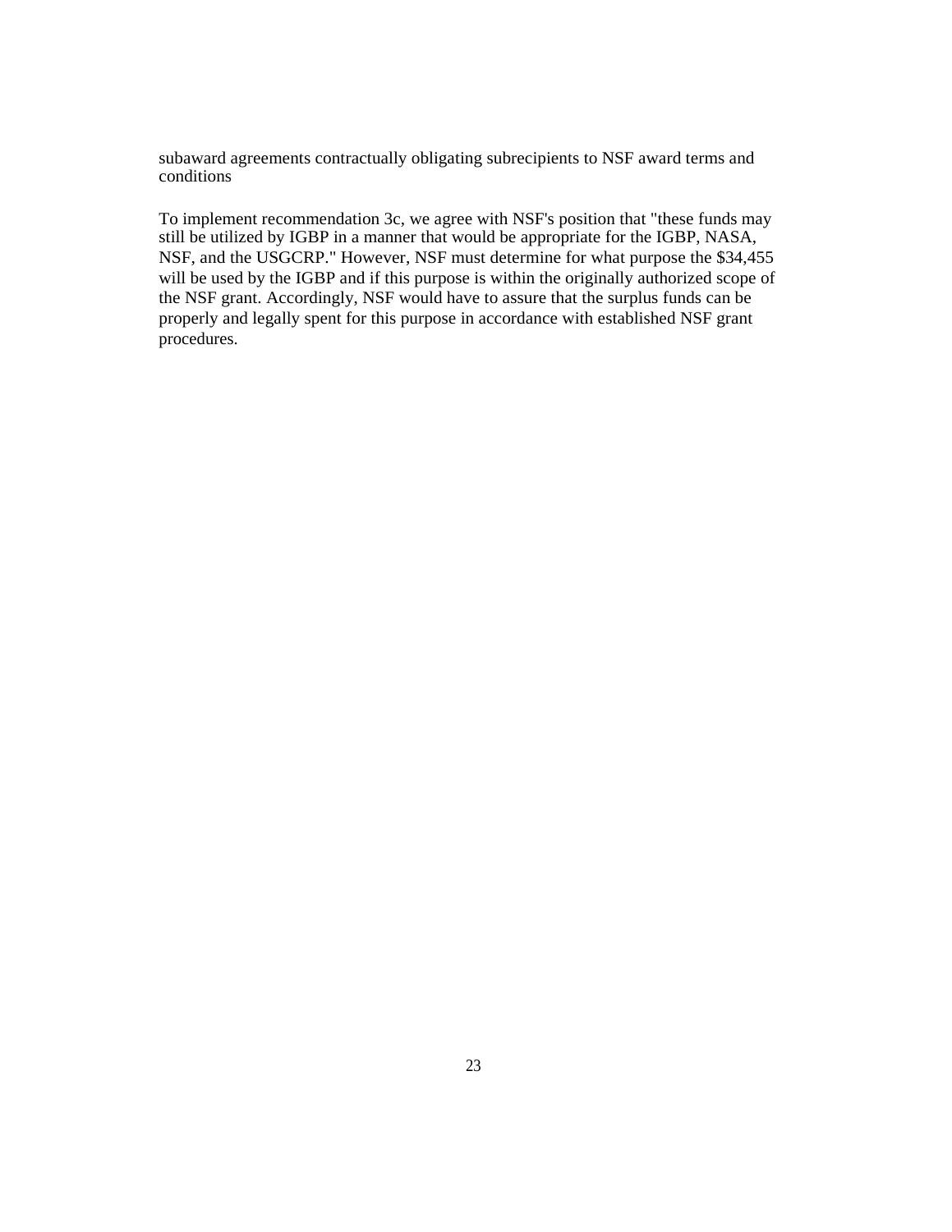subaward agreements contractually obligating subrecipients to NSF award terms and conditions

To implement recommendation 3c, we agree with NSF's position that "these funds may still be utilized by IGBP in a manner that would be appropriate for the IGBP, NASA, NSF, and the USGCRP." However, NSF must determine for what purpose the $34,455 will be used by the IGBP and if this purpose is within the originally authorized scope of the NSF grant. Accordingly, NSF would have to assure that the surplus funds can be properly and legally spent for this purpose in accordance with established NSF grant procedures.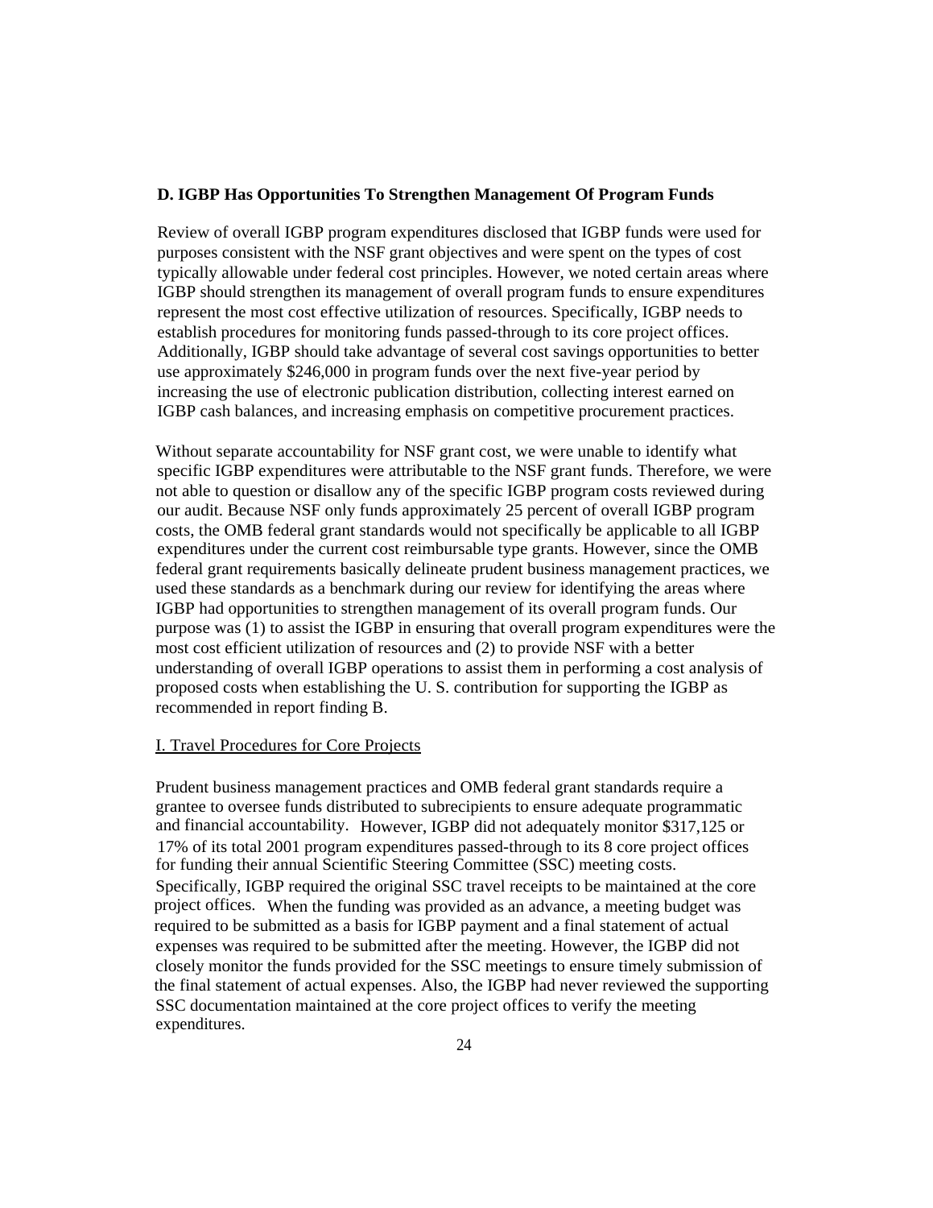### D. IGBP Has Opportunities To Strengthen Management Of Program Funds

Review of overall IGBP program expenditures disclosed that IGBP funds were used for purposes consistent with the NSF grant objectives and were spent on the types of cost typically allowable under federal cost principles. However, we noted certain areas where IGBP should strengthen its management of overall program funds to ensure expenditures represent the most cost effective utilization of resources. Specifically, IGBP needs to establish procedures for monitoring funds passed-through to its core project offices. Additionally, IGBP should take advantage of several cost savings opportunities to better use approximately $246,000 in program funds over the next five-year period by increasing the use of electronic publication distribution, collecting interest earned on IGBP cash balances, and increasing emphasis on competitive procurement practices.

Without separate accountability for NSF grant cost, we were unable to identify what specific IGBP expenditures were attributable to the NSF grant funds. Therefore, we were not able to question or disallow any of the specific IGBP program costs reviewed during our audit. Because NSF only funds approximately 25 percent of overall IGBP program costs, the OMB federal grant standards would not specifically be applicable to all IGBP expenditures under the current cost reimbursable type grants. However, since the OMB federal grant requirements basically delineate prudent business management practices, we used these standards as a benchmark during our review for identifying the areas where IGBP had opportunities to strengthen management of its overall program funds. Our purpose was (1) to assist the IGBP in ensuring that overall program expenditures were the most cost efficient utilization of resources and (2) to provide NSF with a better understanding of overall IGBP operations to assist them in performing a cost analysis of proposed costs when establishing the U. S. contribution for supporting the IGBP as recommended in report finding B.

I. Travel Procedures for Core Projects

Prudent business management practices and OMB federal grant standards require a grantee to oversee funds distributed to subrecipients to ensure adequate programmatic and financial accountability. However, IGBP did not adequately monitor $317,125 or 17% of its total 2001 program expenditures passed-through to its 8 core project offices for funding their annual Scientific Steering Committee (SSC) meeting costs. Specifically, IGBP required the original SSC travel receipts to be maintained at the core project offices. When the funding was provided as an advance, a meeting budget was required to be submitted as a basis for IGBP payment and a final statement of actual expenses was required to be submitted after the meeting. However, the IGBP did not closely monitor the funds provided for the SSC meetings to ensure timely submission of the final statement of actual expenses. Also, the IGBP had never reviewed the supporting SSC documentation maintained at the core project offices to verify the meeting expenditures.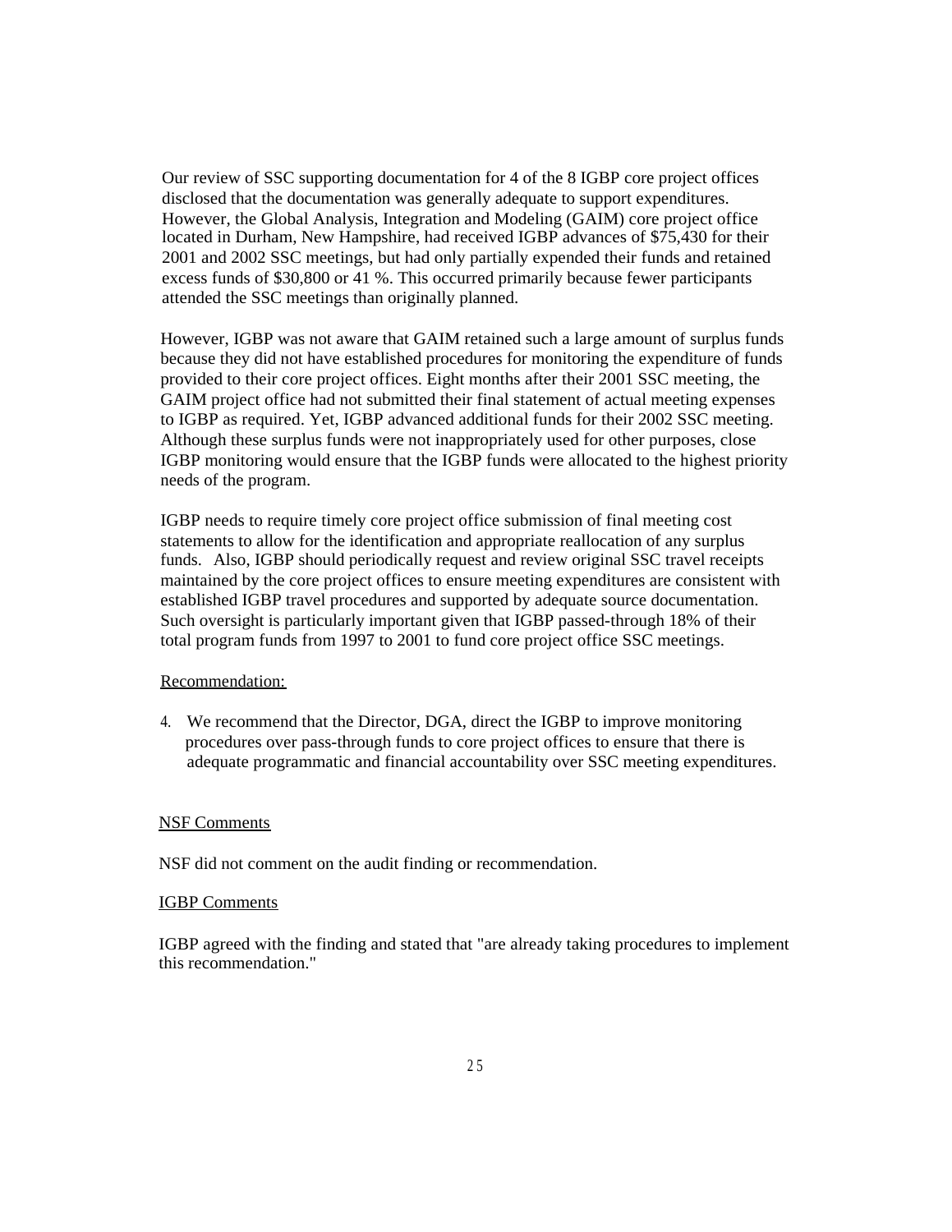Our review of SSC supporting documentation for 4 of the 8 IGBP core project offices disclosed that the documentation was generally adequate to support expenditures. However, the Global Analysis, Integration and Modeling (GAIM) core project office located in Durham, New Hampshire, had received IGBP advances of $75,430 for their 2001 and 2002 SSC meetings, but had only partially expended their funds and retained excess funds of $30,800 or 41 %. This occurred primarily because fewer participants attended the SSC meetings than originally planned.

However, IGBP was not aware that GAIM retained such a large amount of surplus funds because they did not have established procedures for monitoring the expenditure of funds provided to their core project offices. Eight months after their 2001 SSC meeting, the GAIM project office had not submitted their final statement of actual meeting expenses to IGBP as required. Yet, IGBP advanced additional funds for their 2002 SSC meeting. Although these surplus funds were not inappropriately used for other purposes, close IGBP monitoring would ensure that the IGBP funds were allocated to the highest priority needs of the program.

IGBP needs to require timely core project office submission of final meeting cost statements to allow for the identification and appropriate reallocation of any surplus funds. Also, IGBP should periodically request and review original SSC travel receipts maintained by the core project offices to ensure meeting expenditures are consistent with established IGBP travel procedures and supported by adequate source documentation. Such oversight is particularly important given that IGBP passed-through 18% of their total program funds from 1997 to 2001 to fund core project office SSC meetings.

Recommendation:

4. We recommend that the Director, DGA, direct the IGBP to improve monitoring procedures over pass-through funds to core project offices to ensure that there is adequate programmatic and financial accountability over SSC meeting expenditures.

NSF Comments

NSF did not comment on the audit finding or recommendation.

IGBP Comments

IGBP agreed with the finding and stated that "are already taking procedures to implement this recommendation."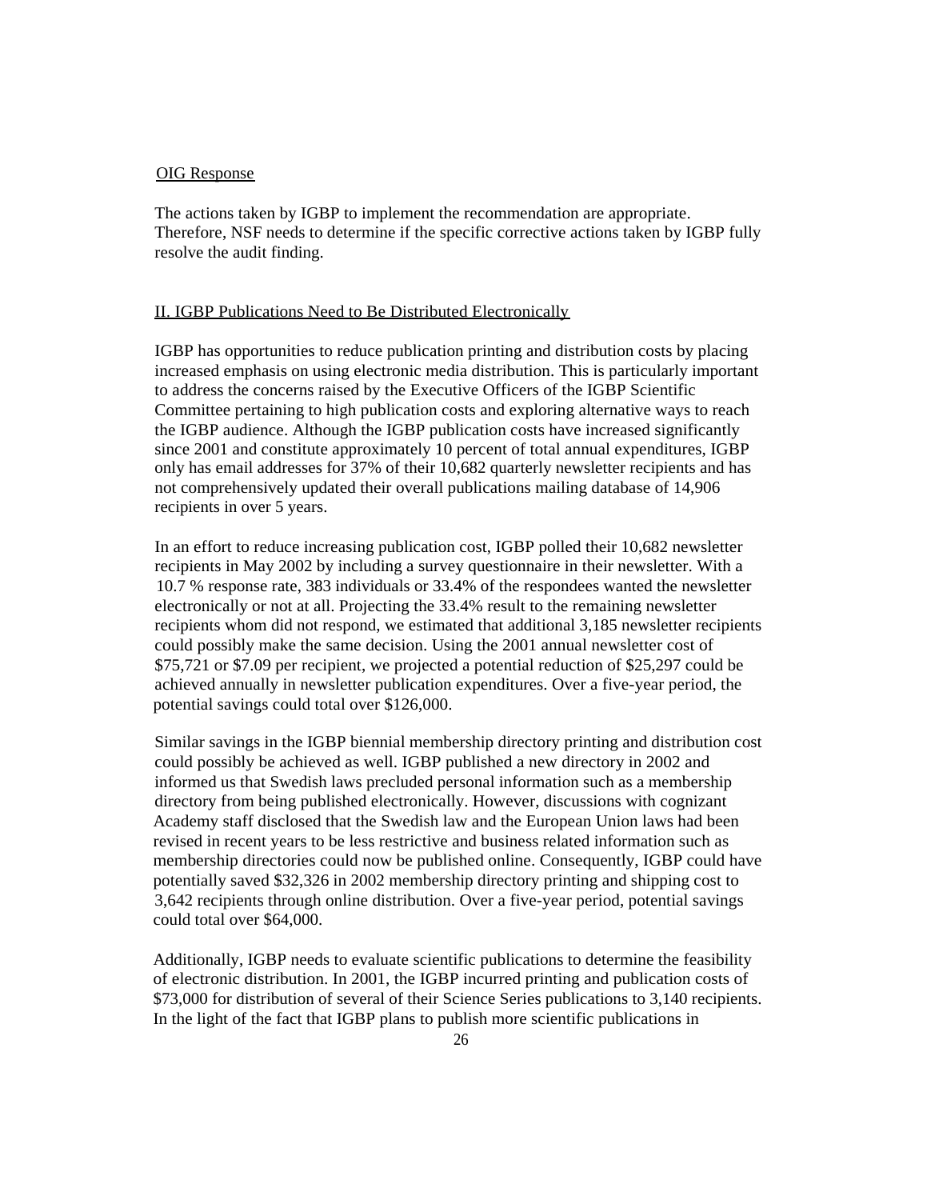OIG Response

The actions taken by IGBP to implement the recommendation are appropriate. Therefore, NSF needs to determine if the specific corrective actions taken by IGBP fully resolve the audit finding.

## II. IGBP Publications Need to Be Distributed Electronically

IGBP has opportunities to reduce publication printing and distribution costs by placing increased emphasis on using electronic media distribution. This is particularly important to address the concerns raised by the Executive Officers of the IGBP Scientific Committee pertaining to high publication costs and exploring alternative ways to reach the IGBP audience. Although the IGBP publication costs have increased significantly since 2001 and constitute approximately 10 percent of total annual expenditures, IGBP only has email addresses for 37% of their 10,682 quarterly newsletter recipients and has not comprehensively updated their overall publications mailing database of 14,906 recipients in over 5 years.

In an effort to reduce increasing publication cost, IGBP polled their 10,682 newsletter recipients in May 2002 by including a survey questionnaire in their newsletter. With a 10.7 % response rate, 383 individuals or 33.4% of the respondees wanted the newsletter electronically or not at all. Projecting the 33.4% result to the remaining newsletter recipients whom did not respond, we estimated that additional 3,185 newsletter recipients could possibly make the same decision. Using the 2001 annual newsletter cost of $75,721 or $7.09 per recipient, we projected a potential reduction of $25,297 could be achieved annually in newsletter publication expenditures. Over a five-year period, the potential savings could total over $126,000.

Similar savings in the IGBP biennial membership directory printing and distribution cost could possibly be achieved as well. IGBP published a new directory in 2002 and informed us that Swedish laws precluded personal information such as a membership directory from being published electronically. However, discussions with cognizant Academy staff disclosed that the Swedish law and the European Union laws had been revised in recent years to be less restrictive and business related information such as membership directories could now be published online. Consequently, IGBP could have potentially saved $32,326 in 2002 membership directory printing and shipping cost to 3,642 recipients through online distribution. Over a five-year period, potential savings could total over $64,000.

Additionally, IGBP needs to evaluate scientific publications to determine the feasibility of electronic distribution. In 2001, the IGBP incurred printing and publication costs of $73,000 for distribution of several of their Science Series publications to 3,140 recipients. In the light of the fact that IGBP plans to publish more scientific publications in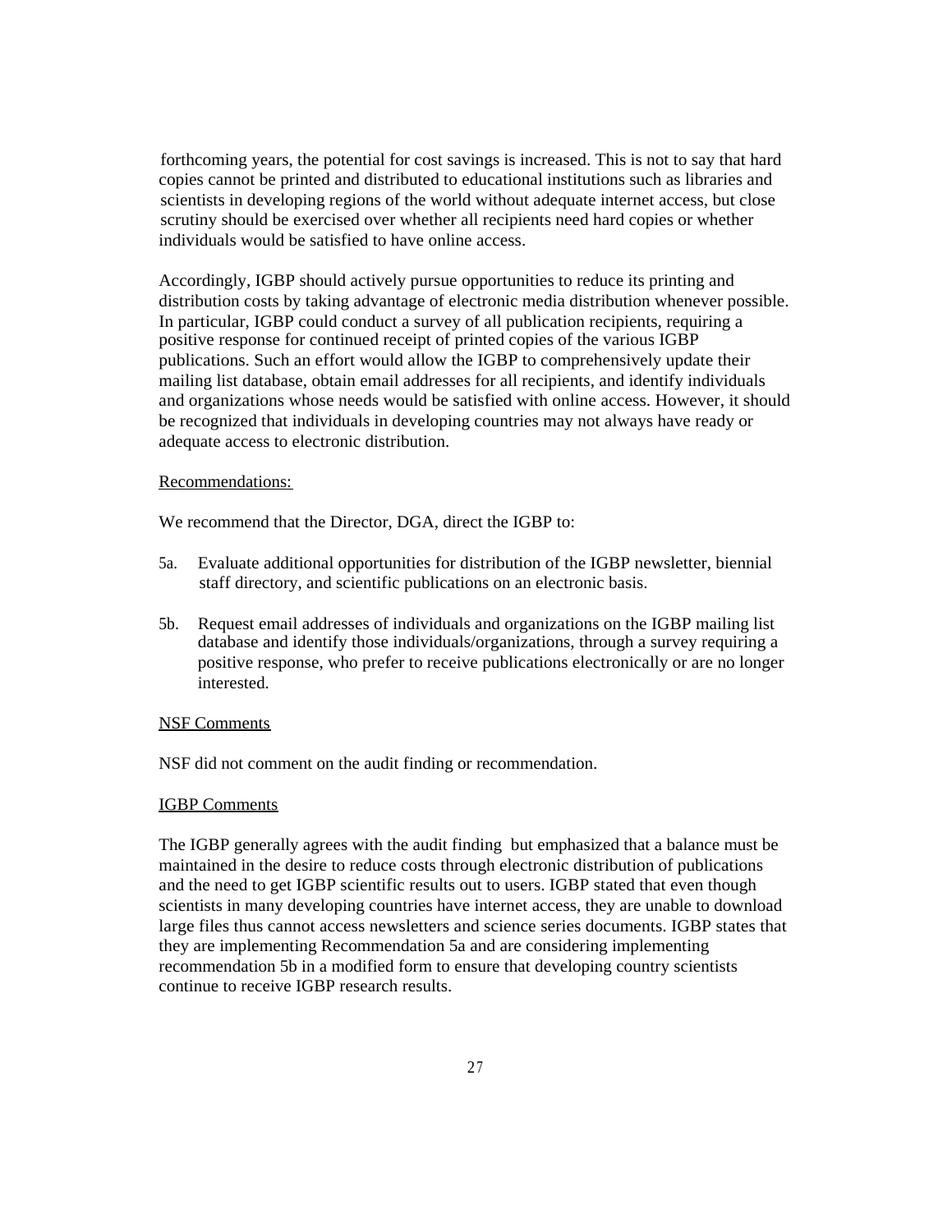forthcoming years, the potential for cost savings is increased. This is not to say that hard copies cannot be printed and distributed to educational institutions such as libraries and scientists in developing regions of the world without adequate internet access, but close scrutiny should be exercised over whether all recipients need hard copies or whether individuals would be satisfied to have online access.

Accordingly, IGBP should actively pursue opportunities to reduce its printing and distribution costs by taking advantage of electronic media distribution whenever possible. In particular, IGBP could conduct a survey of all publication recipients, requiring a positive response for continued receipt of printed copies of the various IGBP publications. Such an effort would allow the IGBP to comprehensively update their mailing list database, obtain email addresses for all recipients, and identify individuals and organizations whose needs would be satisfied with online access. However, it should be recognized that individuals in developing countries may not always have ready or adequate access to electronic distribution.

Recommendations:

We recommend that the Director, DGA, direct the IGBP to:

5a. Evaluate additional opportunities for distribution of the IGBP newsletter, biennial staff directory, and scientific publications on an electronic basis.

5b. Request email addresses of individuals and organizations on the IGBP mailing list database and identify those individuals/organizations, through a survey requiring a positive response, who prefer to receive publications electronically or are no longer interested.

NSF Comments

NSF did not comment on the audit finding or recommendation.

IGBP Comments

The IGBP generally agrees with the audit finding but emphasized that a balance must be maintained in the desire to reduce costs through electronic distribution of publications and the need to get IGBP scientific results out to users. IGBP stated that even though scientists in many developing countries have internet access, they are unable to download large files thus cannot access newsletters and science series documents. IGBP states that they are implementing Recommendation 5a and are considering implementing recommendation 5b in a modified form to ensure that developing country scientists continue to receive IGBP research results.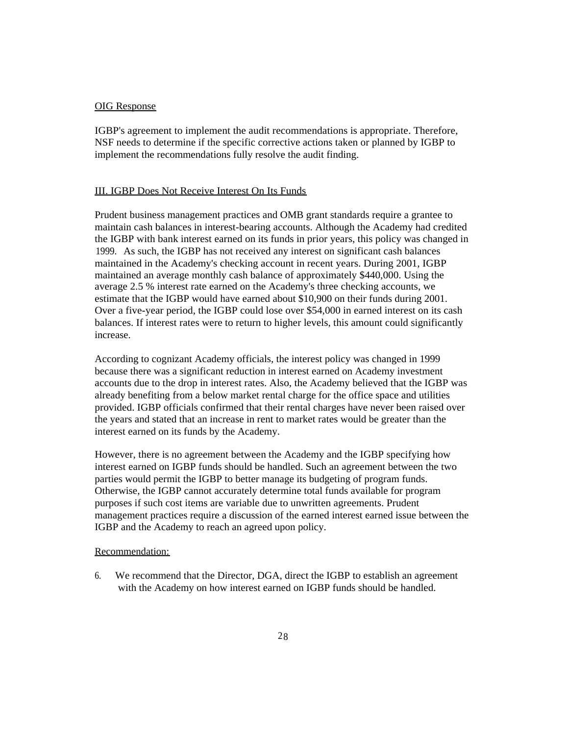OIG Response

IGBP's agreement to implement the audit recommendations is appropriate. Therefore, NSF needs to determine if the specific corrective actions taken or planned by IGBP to implement the recommendations fully resolve the audit finding.

III. IGBP Does Not Receive Interest On Its Funds

Prudent business management practices and OMB grant standards require a grantee to maintain cash balances in interest-bearing accounts. Although the Academy had credited the IGBP with bank interest earned on its funds in prior years, this policy was changed in 1999. As such, the IGBP has not received any interest on significant cash balances maintained in the Academy's checking account in recent years. During 2001, IGBP maintained an average monthly cash balance of approximately $440,000. Using the average 2.5 % interest rate earned on the Academy's three checking accounts, we estimate that the IGBP would have earned about $10,900 on their funds during 2001. Over a five-year period, the IGBP could lose over $54,000 in earned interest on its cash balances. If interest rates were to return to higher levels, this amount could significantly increase.

According to cognizant Academy officials, the interest policy was changed in 1999 because there was a significant reduction in interest earned on Academy investment accounts due to the drop in interest rates. Also, the Academy believed that the IGBP was already benefiting from a below market rental charge for the office space and utilities provided. IGBP officials confirmed that their rental charges have never been raised over the years and stated that an increase in rent to market rates would be greater than the interest earned on its funds by the Academy.

However, there is no agreement between the Academy and the IGBP specifying how interest earned on IGBP funds should be handled. Such an agreement between the two parties would permit the IGBP to better manage its budgeting of program funds. Otherwise, the IGBP cannot accurately determine total funds available for program purposes if such cost items are variable due to unwritten agreements. Prudent management practices require a discussion of the earned interest earned issue between the IGBP and the Academy to reach an agreed upon policy.

Recommendation:

6. We recommend that the Director, DGA, direct the IGBP to establish an agreement with the Academy on how interest earned on IGBP funds should be handled.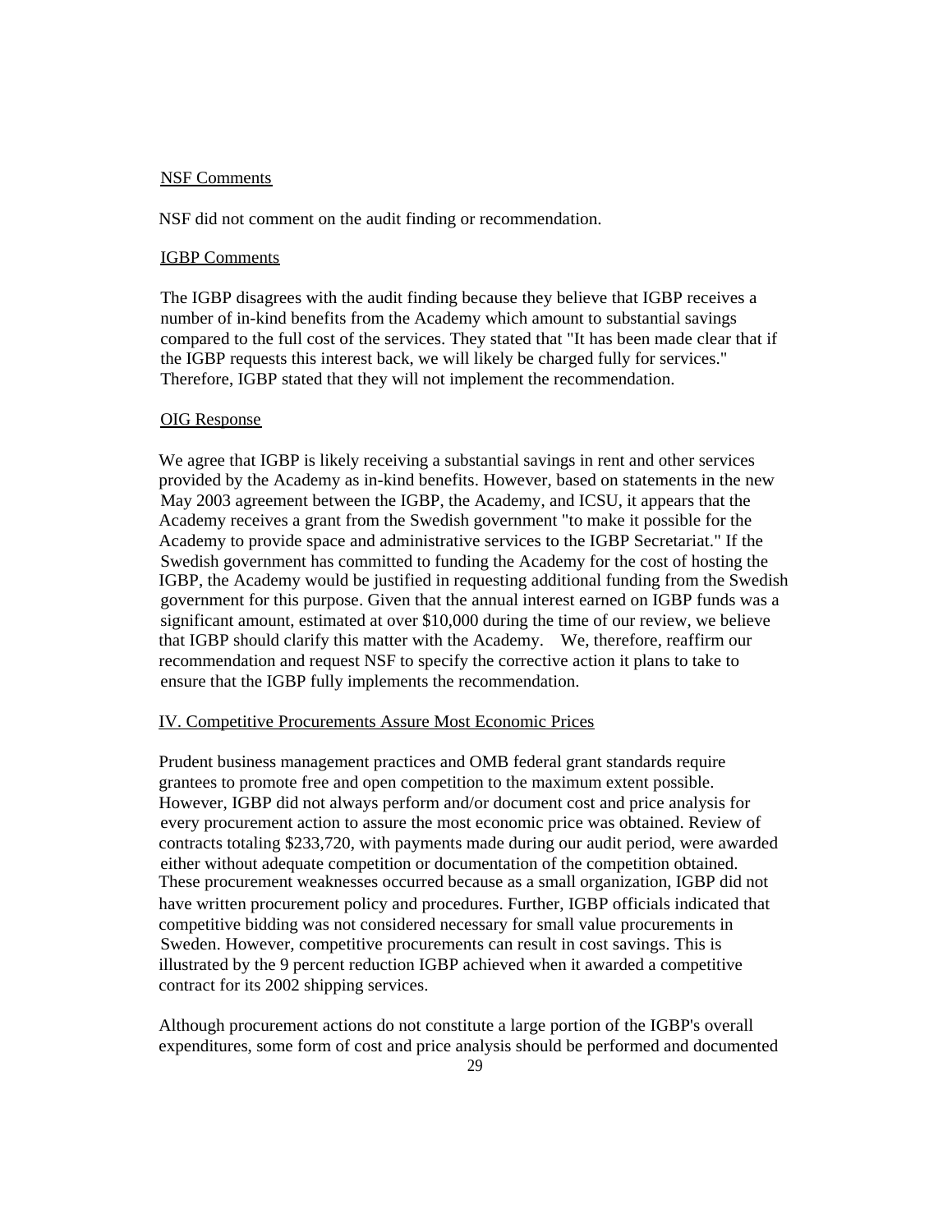NSF Comments

NSF did not comment on the audit finding or recommendation.

IGBP Comments

The IGBP disagrees with the audit finding because they believe that IGBP receives a number of in-kind benefits from the Academy which amount to substantial savings compared to the full cost of the services. They stated that "It has been made clear that if the IGBP requests this interest back, we will likely be charged fully for services." Therefore, IGBP stated that they will not implement the recommendation.

OIG Response

We agree that IGBP is likely receiving a substantial savings in rent and other services provided by the Academy as in-kind benefits. However, based on statements in the new May 2003 agreement between the IGBP, the Academy, and ICSU, it appears that the Academy receives a grant from the Swedish government "to make it possible for the Academy to provide space and administrative services to the IGBP Secretariat." If the Swedish government has committed to funding the Academy for the cost of hosting the IGBP, the Academy would be justified in requesting additional funding from the Swedish government for this purpose. Given that the annual interest earned on IGBP funds was a significant amount, estimated at over $10,000 during the time of our review, we believe that IGBP should clarify this matter with the Academy. We, therefore, reaffirm our recommendation and request NSF to specify the corrective action it plans to take to ensure that the IGBP fully implements the recommendation.

IV. Competitive Procurements Assure Most Economic Prices

Prudent business management practices and OMB federal grant standards require grantees to promote free and open competition to the maximum extent possible. However, IGBP did not always perform and/or document cost and price analysis for every procurement action to assure the most economic price was obtained. Review of contracts totaling $233,720, with payments made during our audit period, were awarded either without adequate competition or documentation of the competition obtained. These procurement weaknesses occurred because as a small organization, IGBP did not have written procurement policy and procedures. Further, IGBP officials indicated that competitive bidding was not considered necessary for small value procurements in Sweden. However, competitive procurements can result in cost savings. This is illustrated by the 9 percent reduction IGBP achieved when it awarded a competitive contract for its 2002 shipping services.

Although procurement actions do not constitute a large portion of the IGBP's overall expenditures, some form of cost and price analysis should be performed and documented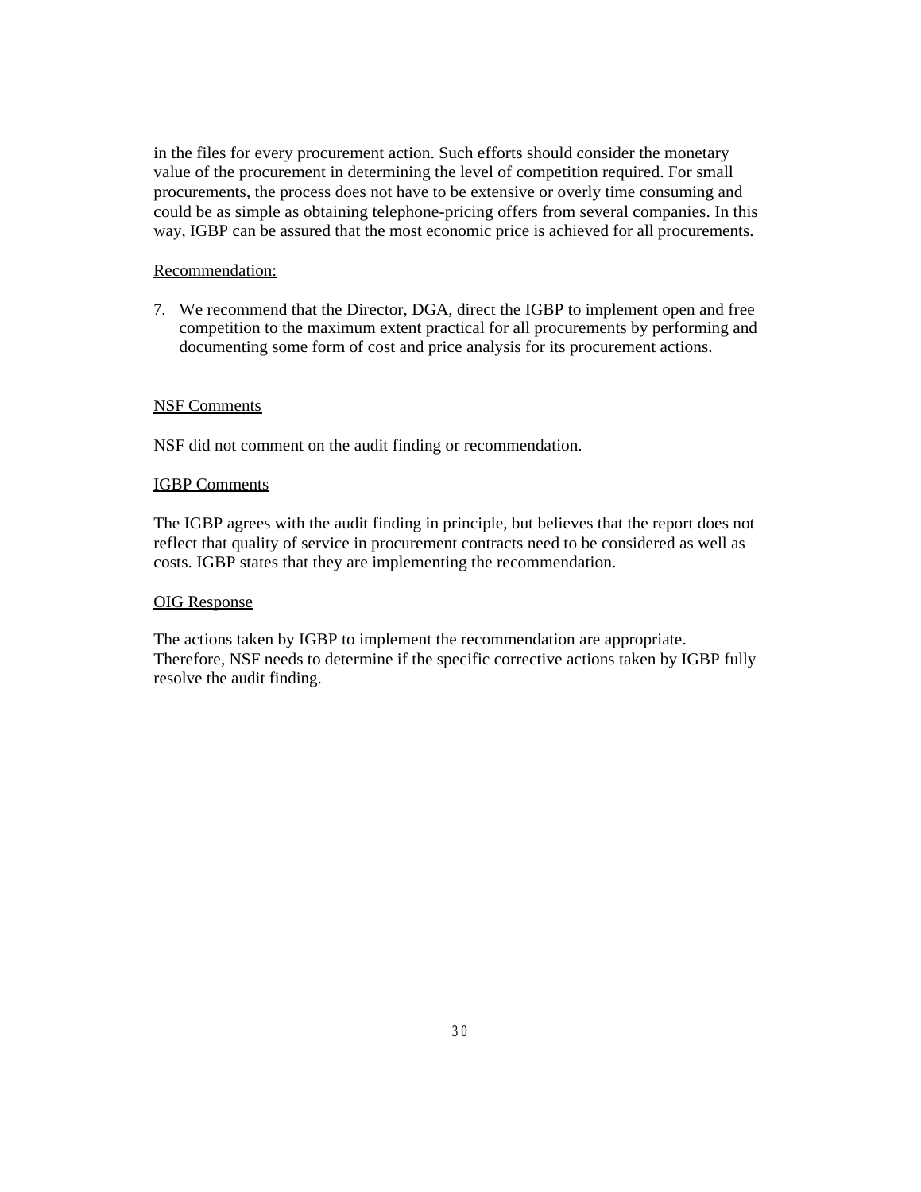in the files for every procurement action. Such efforts should consider the monetary value of the procurement in determining the level of competition required. For small procurements, the process does not have to be extensive or overly time consuming and could be as simple as obtaining telephone-pricing offers from several companies. In this way, IGBP can be assured that the most economic price is achieved for all procurements.

Recommendation:

7. We recommend that the Director, DGA, direct the IGBP to implement open and free competition to the maximum extent practical for all procurements by performing and documenting some form of cost and price analysis for its procurement actions.

NSF Comments

NSF did not comment on the audit finding or recommendation.

IGBP Comments

The IGBP agrees with the audit finding in principle, but believes that the report does not reflect that quality of service in procurement contracts need to be considered as well as costs. IGBP states that they are implementing the recommendation.

OIG Response

The actions taken by IGBP to implement the recommendation are appropriate. Therefore, NSF needs to determine if the specific corrective actions taken by IGBP fully resolve the audit finding.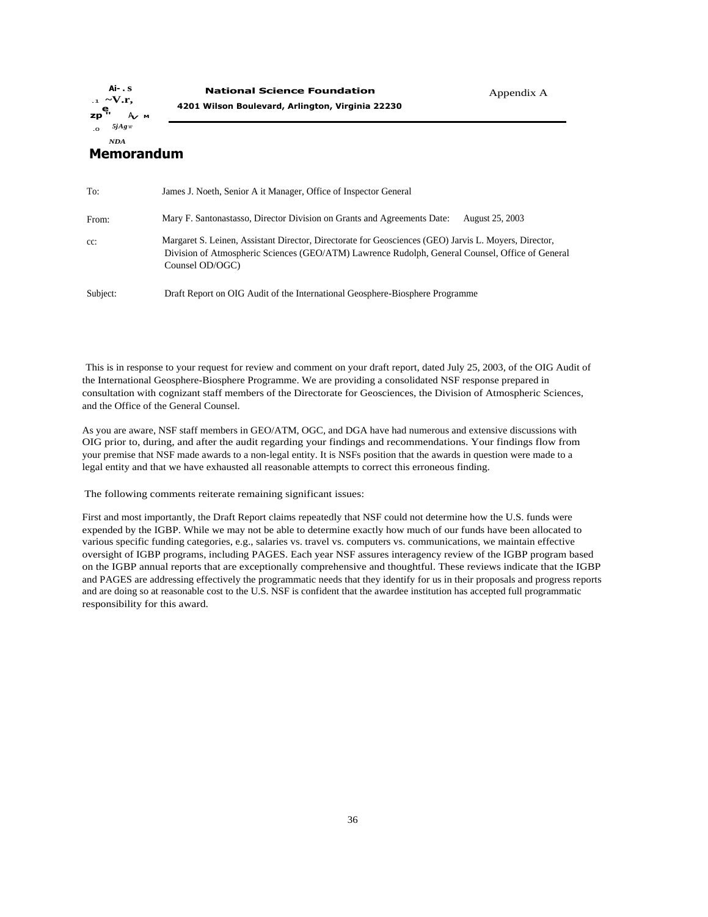**National Science Foundation**

**4201 Wilson Boulevard, Arlington, Virginia 22230**

Appendix A

# Memorandum

To: James J. Noeth, Senior A it Manager, Office of Inspector General

From: Mary F. Santonastasso, Director Division on Grants and Agreements Date: August 25, 2003

cc: Margaret S. Leinen, Assistant Director, Directorate for Geosciences (GEO) Jarvis L. Moyers, Director, Division of Atmospheric Sciences (GEO/ATM) Lawrence Rudolph, General Counsel, Office of General Counsel OD/OGC)

Subject: Draft Report on OIG Audit of the International Geosphere-Biosphere Programme

This is in response to your request for review and comment on your draft report, dated July 25, 2003, of the OIG Audit of the International Geosphere-Biosphere Programme. We are providing a consolidated NSF response prepared in consultation with cognizant staff members of the Directorate for Geosciences, the Division of Atmospheric Sciences, and the Office of the General Counsel.

As you are aware, NSF staff members in GEO/ATM, OGC, and DGA have had numerous and extensive discussions with OIG prior to, during, and after the audit regarding your findings and recommendations. Your findings flow from your premise that NSF made awards to a non-legal entity. It is NSFs position that the awards in question were made to a legal entity and that we have exhausted all reasonable attempts to correct this erroneous finding.

The following comments reiterate remaining significant issues:

First and most importantly, the Draft Report claims repeatedly that NSF could not determine how the U.S. funds were expended by the IGBP. While we may not be able to determine exactly how much of our funds have been allocated to various specific funding categories, e.g., salaries vs. travel vs. computers vs. communications, we maintain effective oversight of IGBP programs, including PAGES. Each year NSF assures interagency review of the IGBP program based on the IGBP annual reports that are exceptionally comprehensive and thoughtful. These reviews indicate that the IGBP and PAGES are addressing effectively the programmatic needs that they identify for us in their proposals and progress reports and are doing so at reasonable cost to the U.S. NSF is confident that the awardee institution has accepted full programmatic responsibility for this award.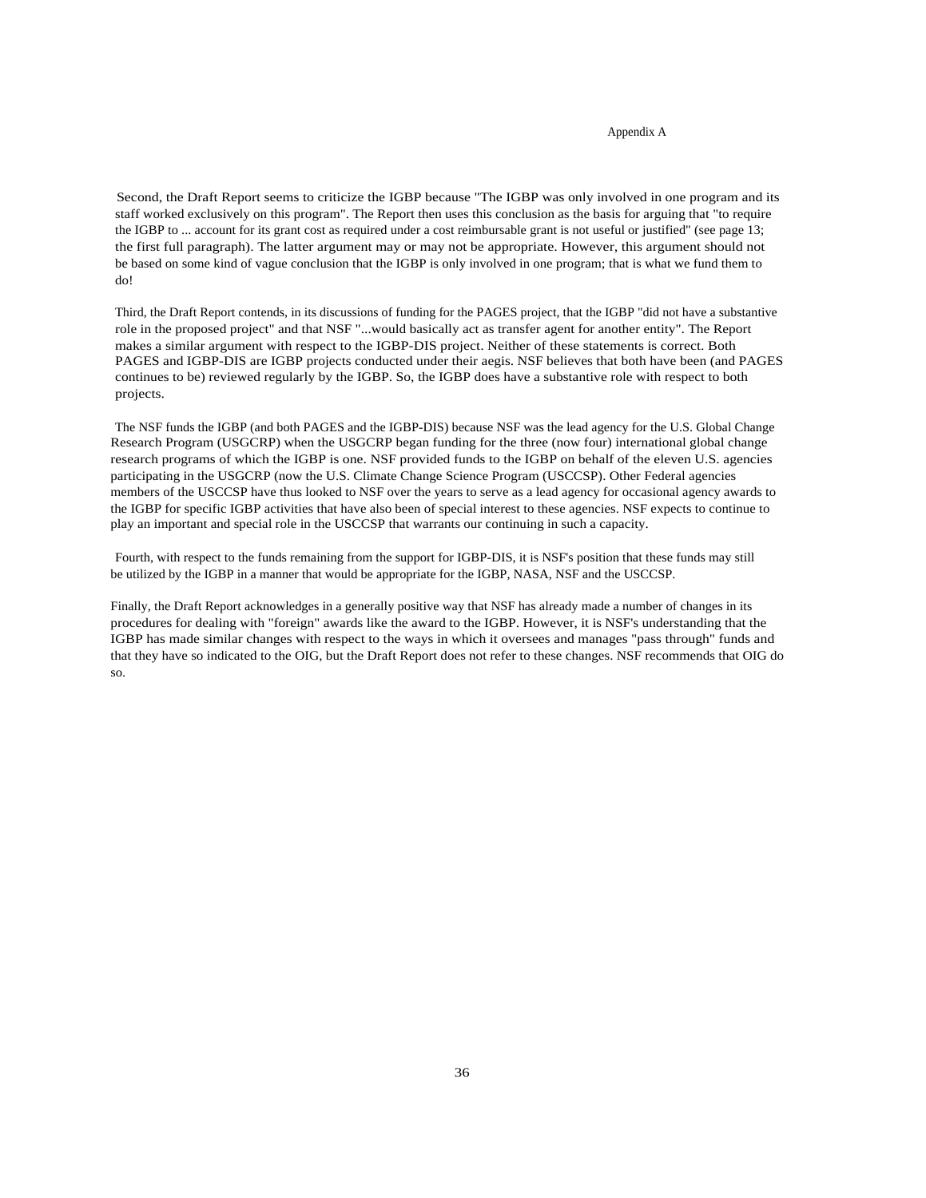Second, the Draft Report seems to criticize the IGBP because "The IGBP was only involved in one program and its staff worked exclusively on this program". The Report then uses this conclusion as the basis for arguing that "to require the IGBP to ... account for its grant cost as required under a cost reimbursable grant is not useful or justified" (see page 13; the first full paragraph). The latter argument may or may not be appropriate. However, this argument should not be based on some kind of vague conclusion that the IGBP is only involved in one program; that is what we fund them to do!

Third, the Draft Report contends, in its discussions of funding for the PAGES project, that the IGBP "did not have a substantive role in the proposed project" and that NSF "...would basically act as transfer agent for another entity". The Report makes a similar argument with respect to the IGBP-DIS project. Neither of these statements is correct. Both PAGES and IGBP-DIS are IGBP projects conducted under their aegis. NSF believes that both have been (and PAGES continues to be) reviewed regularly by the IGBP. So, the IGBP does have a substantive role with respect to both projects.

The NSF funds the IGBP (and both PAGES and the IGBP-DIS) because NSF was the lead agency for the U.S. Global Change Research Program (USGCRP) when the USGCRP began funding for the three (now four) international global change research programs of which the IGBP is one. NSF provided funds to the IGBP on behalf of the eleven U.S. agencies participating in the USGCRP (now the U.S. Climate Change Science Program (USCCSP). Other Federal agencies members of the USCCSP have thus looked to NSF over the years to serve as a lead agency for occasional agency awards to the IGBP for specific IGBP activities that have also been of special interest to these agencies. NSF expects to continue to play an important and special role in the USCCSP that warrants our continuing in such a capacity.

Fourth, with respect to the funds remaining from the support for IGBP-DIS, it is NSF's position that these funds may still be utilized by the IGBP in a manner that would be appropriate for the IGBP, NASA, NSF and the USCCSP.

Finally, the Draft Report acknowledges in a generally positive way that NSF has already made a number of changes in its procedures for dealing with "foreign" awards like the award to the IGBP. However, it is NSF's understanding that the IGBP has made similar changes with respect to the ways in which it oversees and manages "pass through" funds and that they have so indicated to the OIG, but the Draft Report does not refer to these changes. NSF recommends that OIG do so.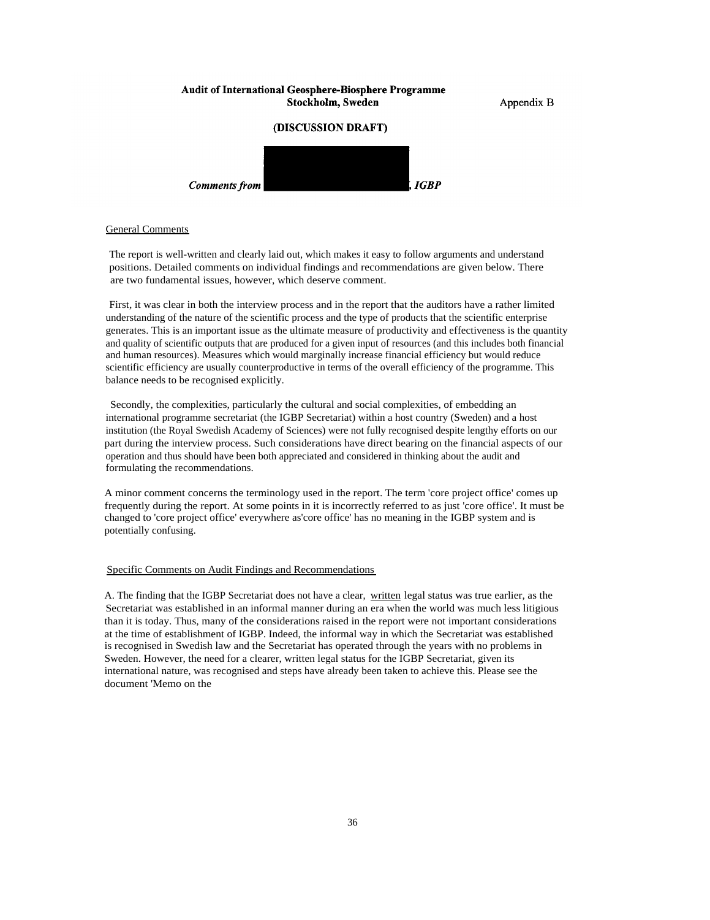**Audit of International Geosphere-Biosphere Programme**
**Stockholm, Sweden**

Appendix B

**(DISCUSSION DRAFT)**

***Comments from [redacted], IGBP***

General Comments

The report is well-written and clearly laid out, which makes it easy to follow arguments and understand positions. Detailed comments on individual findings and recommendations are given below. There are two fundamental issues, however, which deserve comment.

First, it was clear in both the interview process and in the report that the auditors have a rather limited understanding of the nature of the scientific process and the type of products that the scientific enterprise generates. This is an important issue as the ultimate measure of productivity and effectiveness is the quantity and quality of scientific outputs that are produced for a given input of resources (and this includes both financial and human resources). Measures which would marginally increase financial efficiency but would reduce scientific efficiency are usually counterproductive in terms of the overall efficiency of the programme. This balance needs to be recognised explicitly.

Secondly, the complexities, particularly the cultural and social complexities, of embedding an international programme secretariat (the IGBP Secretariat) within a host country (Sweden) and a host institution (the Royal Swedish Academy of Sciences) were not fully recognised despite lengthy efforts on our part during the interview process. Such considerations have direct bearing on the financial aspects of our operation and thus should have been both appreciated and considered in thinking about the audit and formulating the recommendations.

A minor comment concerns the terminology used in the report. The term 'core project office' comes up frequently during the report. At some points in it is incorrectly referred to as just 'core office'. It must be changed to 'core project office' everywhere as'core office' has no meaning in the IGBP system and is potentially confusing.

Specific Comments on Audit Findings and Recommendations

A. The finding that the IGBP Secretariat does not have a clear, written legal status was true earlier, as the Secretariat was established in an informal manner during an era when the world was much less litigious than it is today. Thus, many of the considerations raised in the report were not important considerations at the time of establishment of IGBP. Indeed, the informal way in which the Secretariat was established is recognised in Swedish law and the Secretariat has operated through the years with no problems in Sweden. However, the need for a clearer, written legal status for the IGBP Secretariat, given its international nature, was recognised and steps have already been taken to achieve this. Please see the document 'Memo on the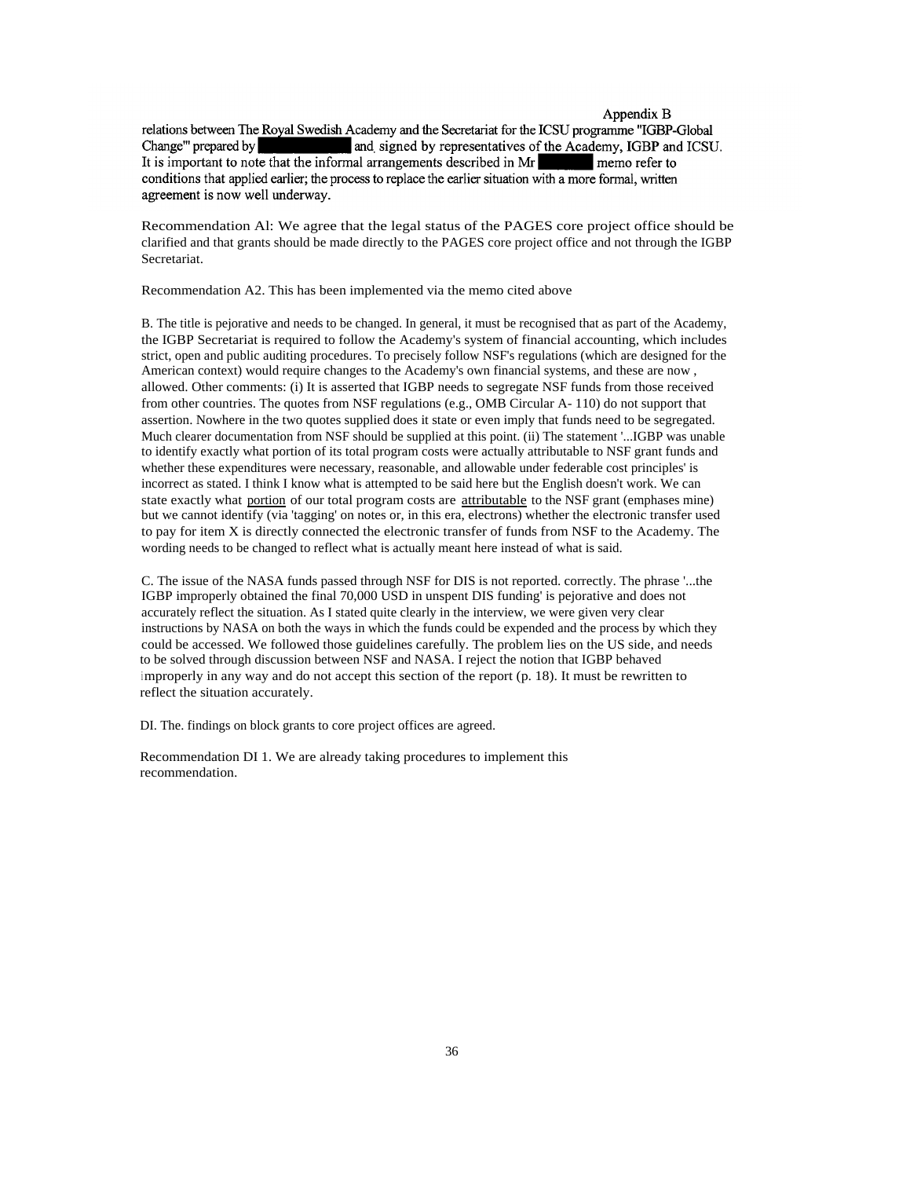Appendix B

relations between The Royal Swedish Academy and the Secretariat for the ICSU programme "IGBP-Global Change"' prepared by [redacted] and signed by representatives of the Academy, IGBP and ICSU. It is important to note that the informal arrangements described in Mr [redacted] memo refer to conditions that applied earlier; the process to replace the earlier situation with a more formal, written agreement is now well underway.

Recommendation Al: We agree that the legal status of the PAGES core project office should be clarified and that grants should be made directly to the PAGES core project office and not through the IGBP Secretariat.

Recommendation A2. This has been implemented via the memo cited above

B. The title is pejorative and needs to be changed. In general, it must be recognised that as part of the Academy, the IGBP Secretariat is required to follow the Academy's system of financial accounting, which includes strict, open and public auditing procedures. To precisely follow NSF's regulations (which are designed for the American context) would require changes to the Academy's own financial systems, and these are now , allowed. Other comments: (i) It is asserted that IGBP needs to segregate NSF funds from those received from other countries. The quotes from NSF regulations (e.g., OMB Circular A- 110) do not support that assertion. Nowhere in the two quotes supplied does it state or even imply that funds need to be segregated. Much clearer documentation from NSF should be supplied at this point. (ii) The statement '...IGBP was unable to identify exactly what portion of its total program costs were actually attributable to NSF grant funds and whether these expenditures were necessary, reasonable, and allowable under federable cost principles' is incorrect as stated. I think I know what is attempted to be said here but the English doesn't work. We can state exactly what portion of our total program costs are attributable to the NSF grant (emphases mine) but we cannot identify (via 'tagging' on notes or, in this era, electrons) whether the electronic transfer used to pay for item X is directly connected the electronic transfer of funds from NSF to the Academy. The wording needs to be changed to reflect what is actually meant here instead of what is said.

C. The issue of the NASA funds passed through NSF for DIS is not reported. correctly. The phrase '...the IGBP improperly obtained the final 70,000 USD in unspent DIS funding' is pejorative and does not accurately reflect the situation. As I stated quite clearly in the interview, we were given very clear instructions by NASA on both the ways in which the funds could be expended and the process by which they could be accessed. We followed those guidelines carefully. The problem lies on the US side, and needs to be solved through discussion between NSF and NASA. I reject the notion that IGBP behaved improperly in any way and do not accept this section of the report (p. 18). It must be rewritten to reflect the situation accurately.

DI. The. findings on block grants to core project offices are agreed.

Recommendation DI 1. We are already taking procedures to implement this recommendation.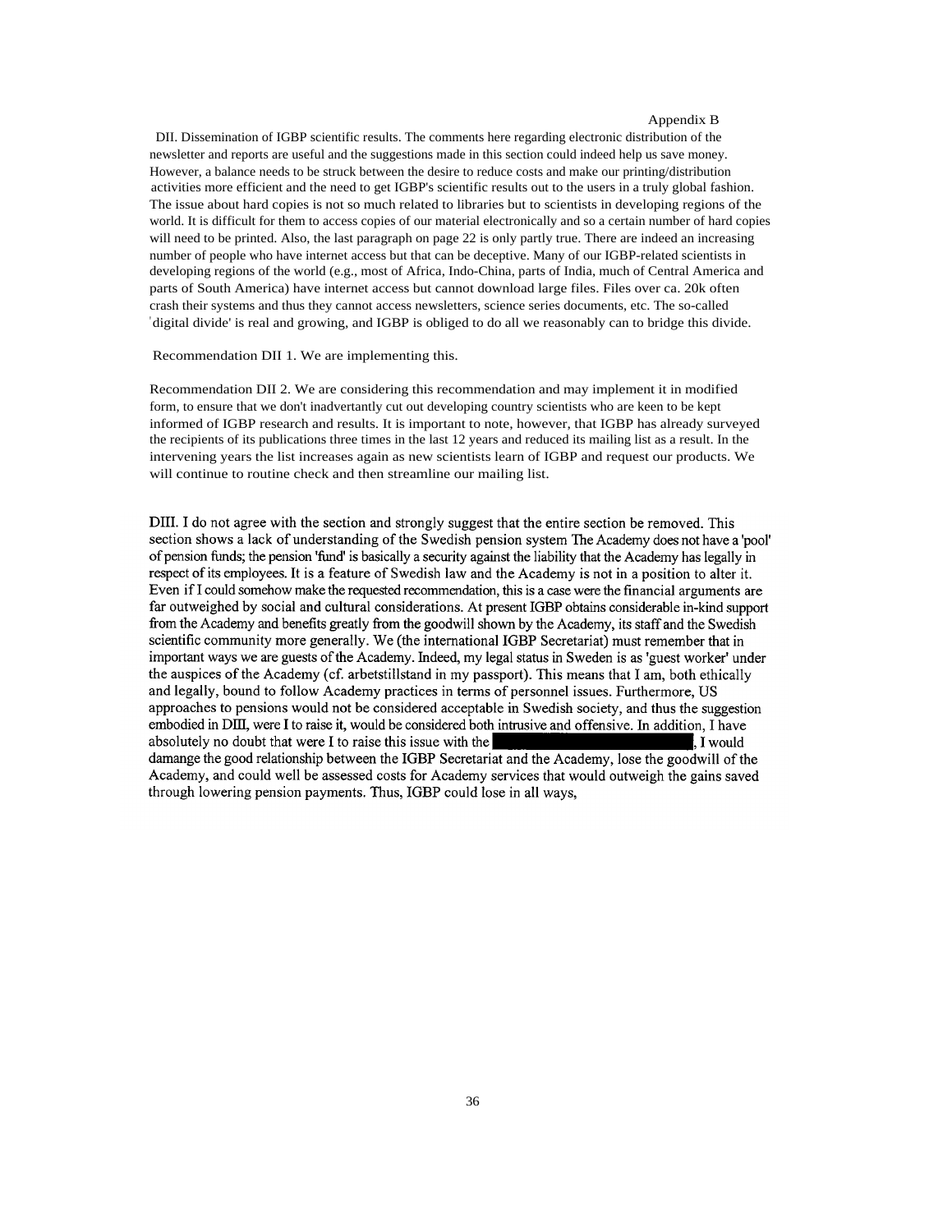Appendix B

DII. Dissemination of IGBP scientific results. The comments here regarding electronic distribution of the newsletter and reports are useful and the suggestions made in this section could indeed help us save money. However, a balance needs to be struck between the desire to reduce costs and make our printing/distribution activities more efficient and the need to get IGBP's scientific results out to the users in a truly global fashion. The issue about hard copies is not so much related to libraries but to scientists in developing regions of the world. It is difficult for them to access copies of our material electronically and so a certain number of hard copies will need to be printed. Also, the last paragraph on page 22 is only partly true. There are indeed an increasing number of people who have internet access but that can be deceptive. Many of our IGBP-related scientists in developing regions of the world (e.g., most of Africa, Indo-China, parts of India, much of Central America and parts of South America) have internet access but cannot download large files. Files over ca. 20k often crash their systems and thus they cannot access newsletters, science series documents, etc. The so-called 'digital divide' is real and growing, and IGBP is obliged to do all we reasonably can to bridge this divide.

Recommendation DII 1. We are implementing this.

Recommendation DII 2. We are considering this recommendation and may implement it in modified form, to ensure that we don't inadvertantly cut out developing country scientists who are keen to be kept informed of IGBP research and results. It is important to note, however, that IGBP has already surveyed the recipients of its publications three times in the last 12 years and reduced its mailing list as a result. In the intervening years the list increases again as new scientists learn of IGBP and request our products. We will continue to routine check and then streamline our mailing list.

DIII. I do not agree with the section and strongly suggest that the entire section be removed. This section shows a lack of understanding of the Swedish pension system The Academy does not have a 'pool' of pension funds; the pension 'fund' is basically a security against the liability that the Academy has legally in respect of its employees. It is a feature of Swedish law and the Academy is not in a position to alter it. Even if I could somehow make the requested recommendation, this is a case were the financial arguments are far outweighed by social and cultural considerations. At present IGBP obtains considerable in-kind support from the Academy and benefits greatly from the goodwill shown by the Academy, its staff and the Swedish scientific community more generally. We (the international IGBP Secretariat) must remember that in important ways we are guests of the Academy. Indeed, my legal status in Sweden is as 'guest worker' under the auspices of the Academy (cf. arbetstillstand in my passport). This means that I am, both ethically and legally, bound to follow Academy practices in terms of personnel issues. Furthermore, US approaches to pensions would not be considered acceptable in Swedish society, and thus the suggestion embodied in DIII, were I to raise it, would be considered both intrusive and offensive. In addition, I have absolutely no doubt that were I to raise this issue with the [REDACTED], I would damange the good relationship between the IGBP Secretariat and the Academy, lose the goodwill of the Academy, and could well be assessed costs for Academy services that would outweigh the gains saved through lowering pension payments. Thus, IGBP could lose in all ways,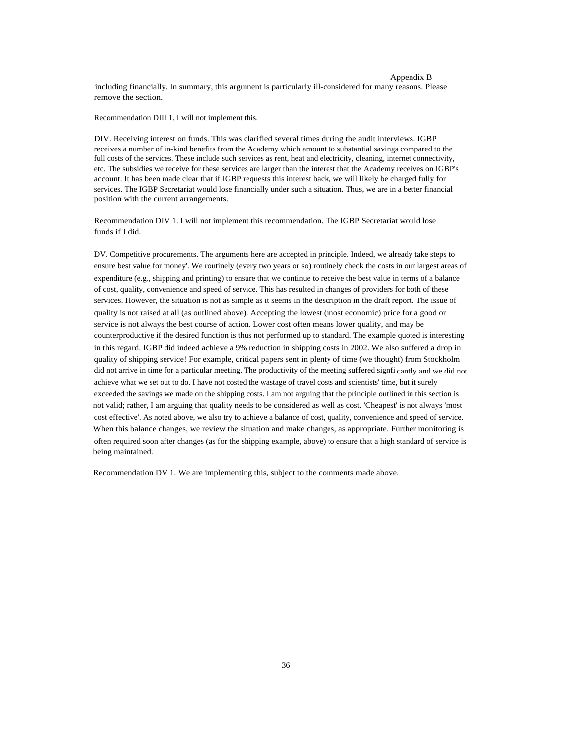including financially. In summary, this argument is particularly ill-considered for many reasons. Please remove the section.

Recommendation DIII 1. I will not implement this.

DIV. Receiving interest on funds. This was clarified several times during the audit interviews. IGBP receives a number of in-kind benefits from the Academy which amount to substantial savings compared to the full costs of the services. These include such services as rent, heat and electricity, cleaning, internet connectivity, etc. The subsidies we receive for these services are larger than the interest that the Academy receives on IGBP's account. It has been made clear that if IGBP requests this interest back, we will likely be charged fully for services. The IGBP Secretariat would lose financially under such a situation. Thus, we are in a better financial position with the current arrangements.

Recommendation DIV 1. I will not implement this recommendation. The IGBP Secretariat would lose funds if I did.

DV. Competitive procurements. The arguments here are accepted in principle. Indeed, we already take steps to ensure best value for money'. We routinely (every two years or so) routinely check the costs in our largest areas of expenditure (e.g., shipping and printing) to ensure that we continue to receive the best value in terms of a balance of cost, quality, convenience and speed of service. This has resulted in changes of providers for both of these services. However, the situation is not as simple as it seems in the description in the draft report. The issue of quality is not raised at all (as outlined above). Accepting the lowest (most economic) price for a good or service is not always the best course of action. Lower cost often means lower quality, and may be counterproductive if the desired function is thus not performed up to standard. The example quoted is interesting in this regard. IGBP did indeed achieve a 9% reduction in shipping costs in 2002. We also suffered a drop in quality of shipping service! For example, critical papers sent in plenty of time (we thought) from Stockholm did not arrive in time for a particular meeting. The productivity of the meeting suffered significantly and we did not achieve what we set out to do. I have not costed the wastage of travel costs and scientists' time, but it surely exceeded the savings we made on the shipping costs. I am not arguing that the principle outlined in this section is not valid; rather, I am arguing that quality needs to be considered as well as cost. 'Cheapest' is not always 'most cost effective'. As noted above, we also try to achieve a balance of cost, quality, convenience and speed of service. When this balance changes, we review the situation and make changes, as appropriate. Further monitoring is often required soon after changes (as for the shipping example, above) to ensure that a high standard of service is being maintained.

Recommendation DV 1. We are implementing this, subject to the comments made above.